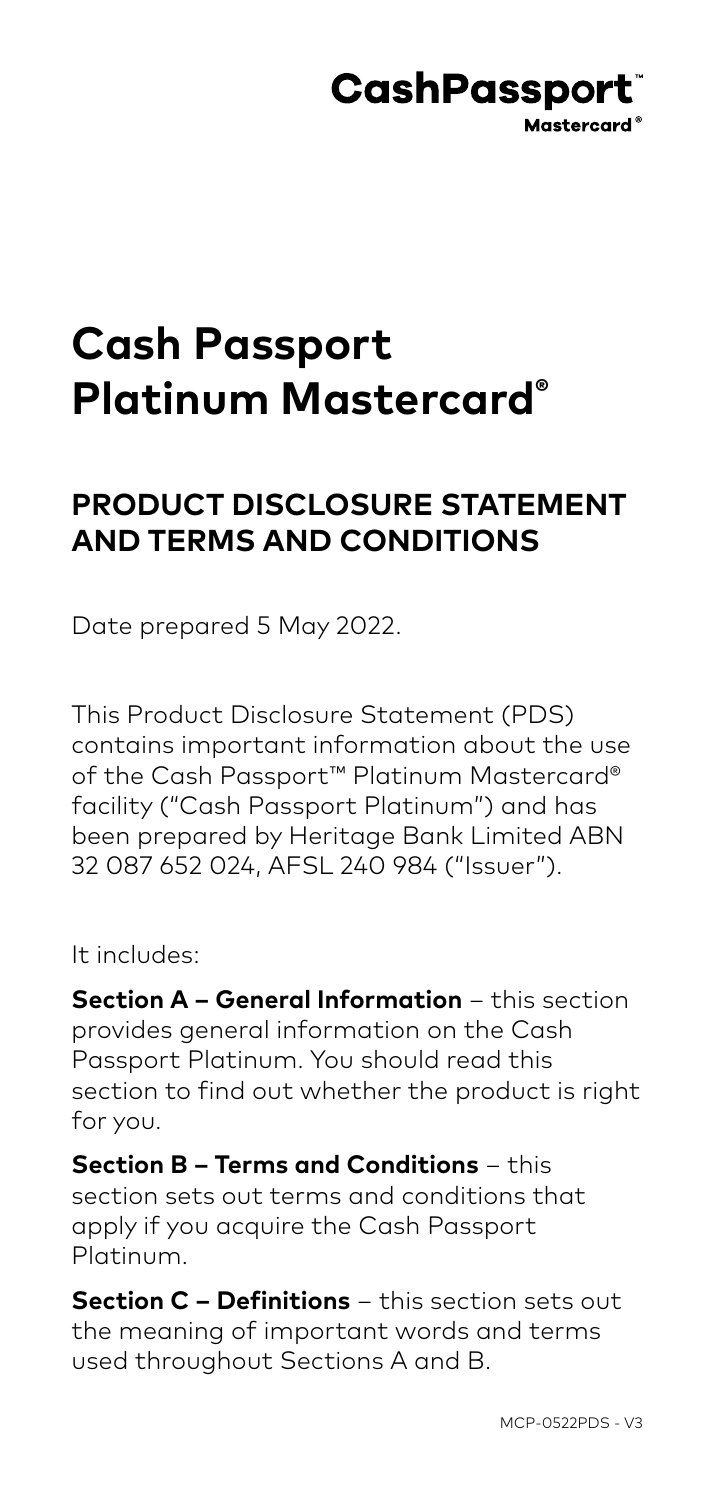**CashPassport™**
**Mastercard®**

# Cash Passport Platinum Mastercard®

## PRODUCT DISCLOSURE STATEMENT AND TERMS AND CONDITIONS

Date prepared 5 May 2022.

This Product Disclosure Statement (PDS) contains important information about the use of the Cash Passport™ Platinum Mastercard® facility ("Cash Passport Platinum") and has been prepared by Heritage Bank Limited ABN 32 087 652 024, AFSL 240 984 ("Issuer").

It includes:

**Section A – General Information** – this section provides general information on the Cash Passport Platinum. You should read this section to find out whether the product is right for you.

**Section B – Terms and Conditions** – this section sets out terms and conditions that apply if you acquire the Cash Passport Platinum.

**Section C – Definitions** – this section sets out the meaning of important words and terms used throughout Sections A and B.

MCP-0522PDS - V3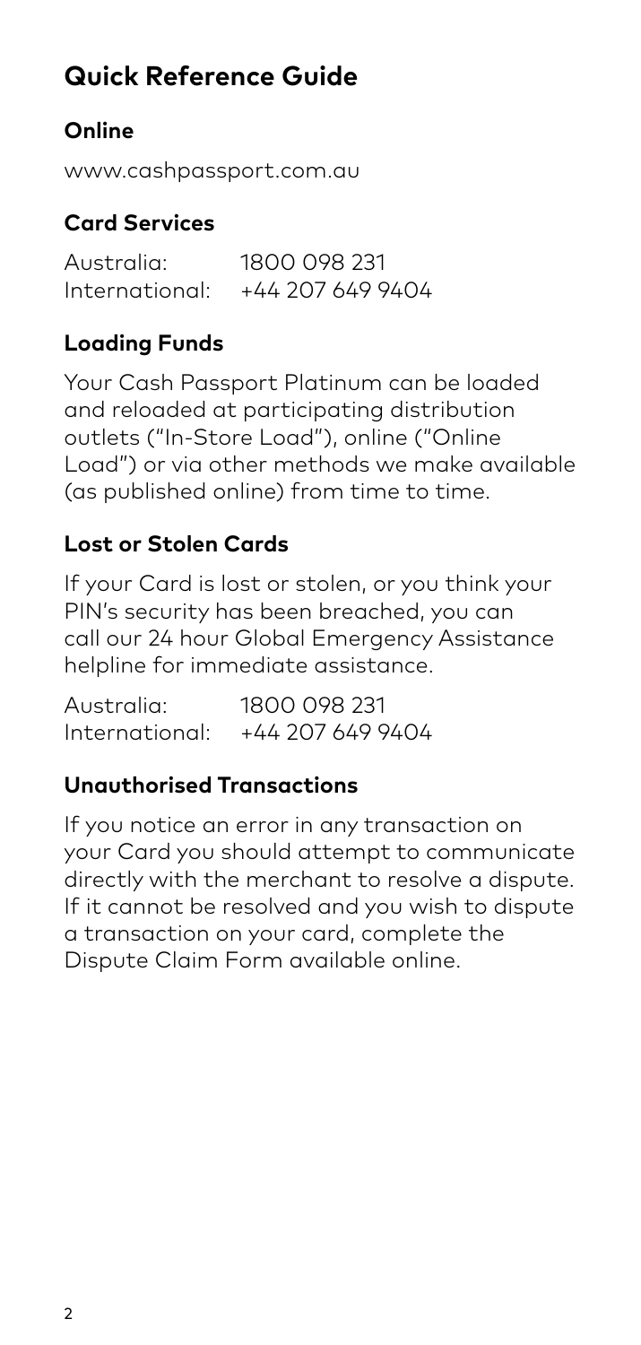# Quick Reference Guide

## Online

www.cashpassport.com.au

## Card Services

| | |
|---|---|
| Australia: | 1800 098 231 |
| International: | +44 207 649 9404 |

## Loading Funds

Your Cash Passport Platinum can be loaded and reloaded at participating distribution outlets ("In-Store Load"), online ("Online Load") or via other methods we make available (as published online) from time to time.

## Lost or Stolen Cards

If your Card is lost or stolen, or you think your PIN's security has been breached, you can call our 24 hour Global Emergency Assistance helpline for immediate assistance.

| | |
|---|---|
| Australia: | 1800 098 231 |
| International: | +44 207 649 9404 |

## Unauthorised Transactions

If you notice an error in any transaction on your Card you should attempt to communicate directly with the merchant to resolve a dispute. If it cannot be resolved and you wish to dispute a transaction on your card, complete the Dispute Claim Form available online.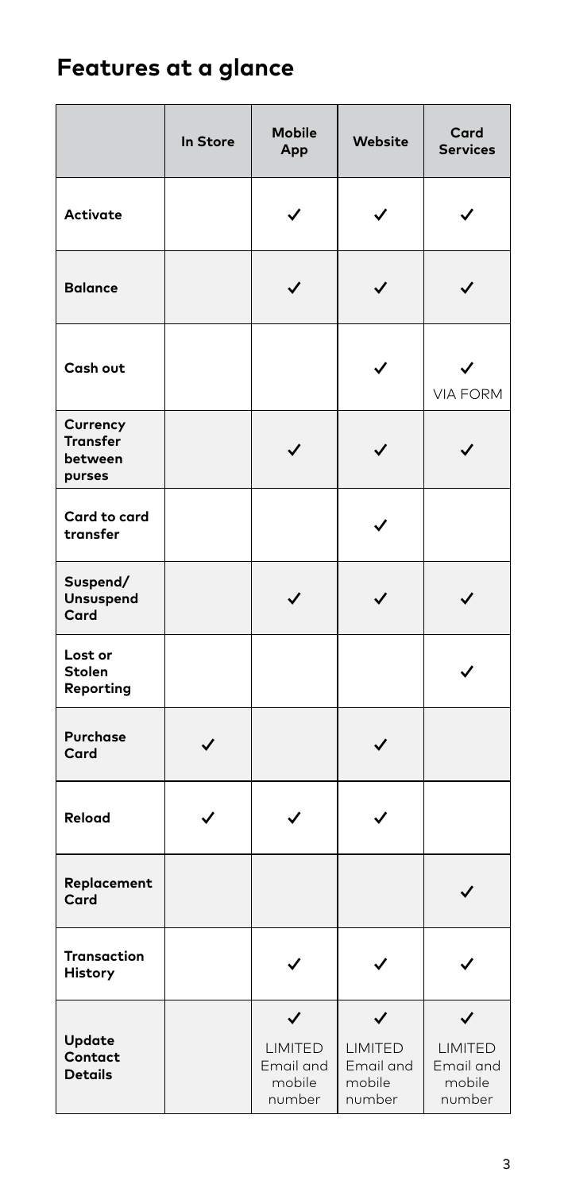## Features at a glance

| | In Store | Mobile App | Website | Card Services |
|---|---|---|---|---|
| **Activate** | | ✓ | ✓ | ✓ |
| **Balance** | | ✓ | ✓ | ✓ |
| **Cash out** | | | ✓ | ✓ VIA FORM |
| **Currency Transfer between purses** | | ✓ | ✓ | ✓ |
| **Card to card transfer** | | | ✓ | |
| **Suspend/ Unsuspend Card** | | ✓ | ✓ | ✓ |
| **Lost or Stolen Reporting** | | | | ✓ |
| **Purchase Card** | ✓ | | ✓ | |
| **Reload** | ✓ | ✓ | ✓ | |
| **Replacement Card** | | | | ✓ |
| **Transaction History** | | ✓ | ✓ | ✓ |
| **Update Contact Details** | | ✓ LIMITED Email and mobile number | ✓ LIMITED Email and mobile number | ✓ LIMITED Email and mobile number |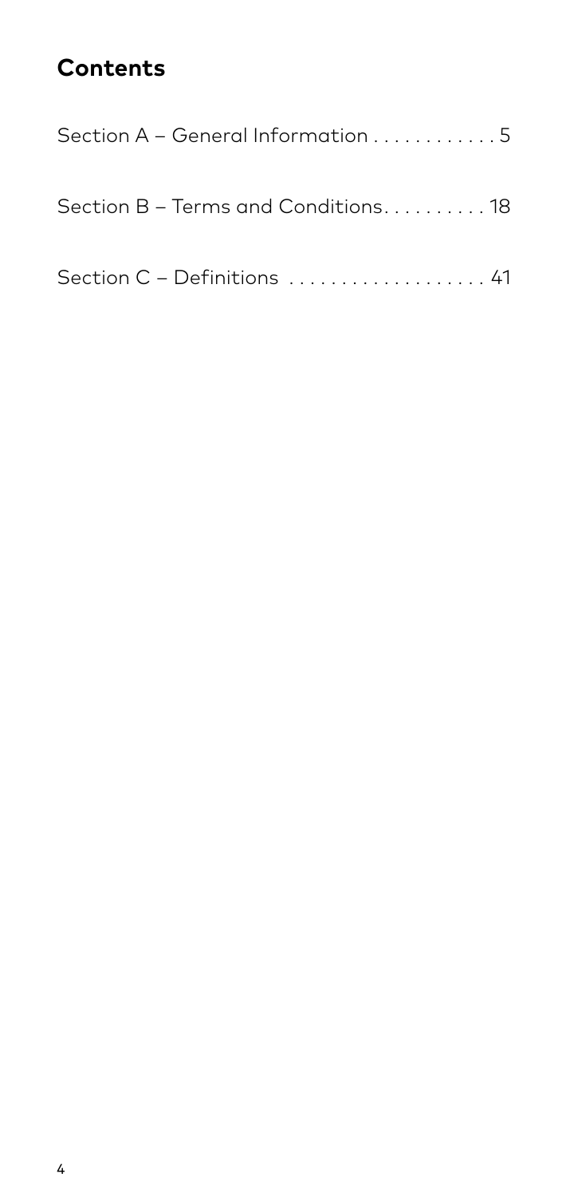## Contents

Section A – General Information . . . . . . . . . . . . 5

Section B – Terms and Conditions. . . . . . . . . . 18

Section C – Definitions . . . . . . . . . . . . . . . . . . . 41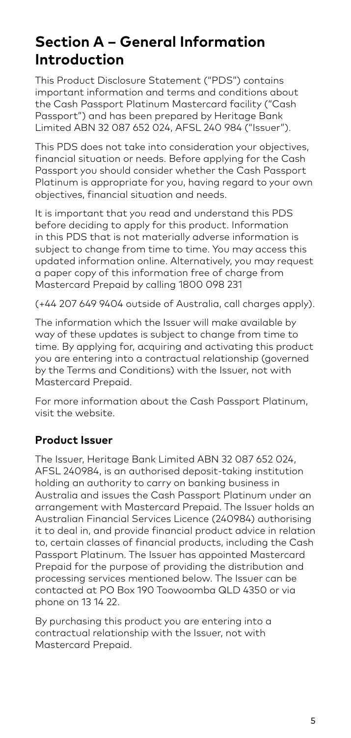# Section A – General Information Introduction

This Product Disclosure Statement ("PDS") contains important information and terms and conditions about the Cash Passport Platinum Mastercard facility ("Cash Passport") and has been prepared by Heritage Bank Limited ABN 32 087 652 024, AFSL 240 984 ("Issuer").

This PDS does not take into consideration your objectives, financial situation or needs. Before applying for the Cash Passport you should consider whether the Cash Passport Platinum is appropriate for you, having regard to your own objectives, financial situation and needs.

It is important that you read and understand this PDS before deciding to apply for this product. Information in this PDS that is not materially adverse information is subject to change from time to time. You may access this updated information online. Alternatively, you may request a paper copy of this information free of charge from Mastercard Prepaid by calling 1800 098 231

(+44 207 649 9404 outside of Australia, call charges apply).

The information which the Issuer will make available by way of these updates is subject to change from time to time. By applying for, acquiring and activating this product you are entering into a contractual relationship (governed by the Terms and Conditions) with the Issuer, not with Mastercard Prepaid.

For more information about the Cash Passport Platinum, visit the website.

## Product Issuer

The Issuer, Heritage Bank Limited ABN 32 087 652 024, AFSL 240984, is an authorised deposit-taking institution holding an authority to carry on banking business in Australia and issues the Cash Passport Platinum under an arrangement with Mastercard Prepaid. The Issuer holds an Australian Financial Services Licence (240984) authorising it to deal in, and provide financial product advice in relation to, certain classes of financial products, including the Cash Passport Platinum. The Issuer has appointed Mastercard Prepaid for the purpose of providing the distribution and processing services mentioned below. The Issuer can be contacted at PO Box 190 Toowoomba QLD 4350 or via phone on 13 14 22.

By purchasing this product you are entering into a contractual relationship with the Issuer, not with Mastercard Prepaid.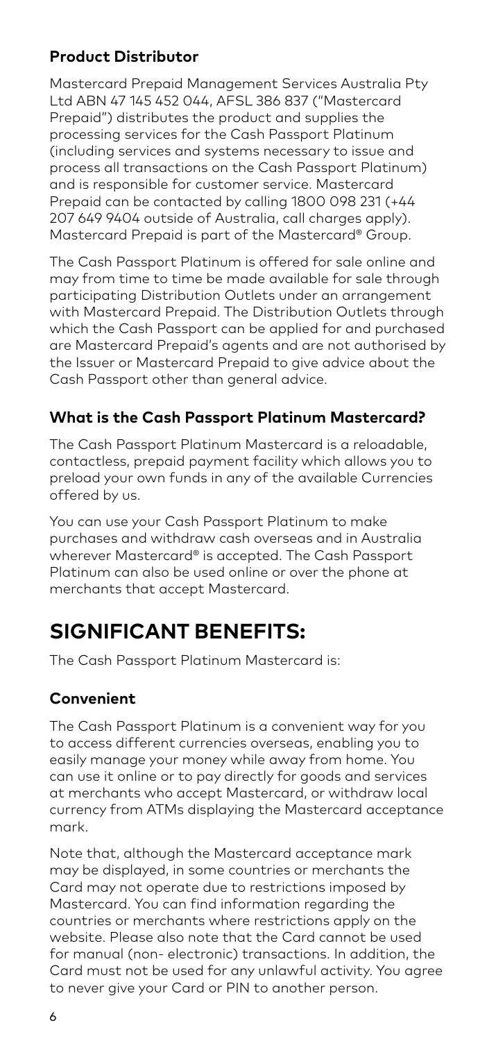### Product Distributor

Mastercard Prepaid Management Services Australia Pty Ltd ABN 47 145 452 044, AFSL 386 837 ("Mastercard Prepaid") distributes the product and supplies the processing services for the Cash Passport Platinum (including services and systems necessary to issue and process all transactions on the Cash Passport Platinum) and is responsible for customer service. Mastercard Prepaid can be contacted by calling 1800 098 231 (+44 207 649 9404 outside of Australia, call charges apply). Mastercard Prepaid is part of the Mastercard® Group.

The Cash Passport Platinum is offered for sale online and may from time to time be made available for sale through participating Distribution Outlets under an arrangement with Mastercard Prepaid. The Distribution Outlets through which the Cash Passport can be applied for and purchased are Mastercard Prepaid's agents and are not authorised by the Issuer or Mastercard Prepaid to give advice about the Cash Passport other than general advice.

### What is the Cash Passport Platinum Mastercard?

The Cash Passport Platinum Mastercard is a reloadable, contactless, prepaid payment facility which allows you to preload your own funds in any of the available Currencies offered by us.

You can use your Cash Passport Platinum to make purchases and withdraw cash overseas and in Australia wherever Mastercard® is accepted. The Cash Passport Platinum can also be used online or over the phone at merchants that accept Mastercard.

## SIGNIFICANT BENEFITS:

The Cash Passport Platinum Mastercard is:

### Convenient

The Cash Passport Platinum is a convenient way for you to access different currencies overseas, enabling you to easily manage your money while away from home. You can use it online or to pay directly for goods and services at merchants who accept Mastercard, or withdraw local currency from ATMs displaying the Mastercard acceptance mark.

Note that, although the Mastercard acceptance mark may be displayed, in some countries or merchants the Card may not operate due to restrictions imposed by Mastercard. You can find information regarding the countries or merchants where restrictions apply on the website. Please also note that the Card cannot be used for manual (non- electronic) transactions. In addition, the Card must not be used for any unlawful activity. You agree to never give your Card or PIN to another person.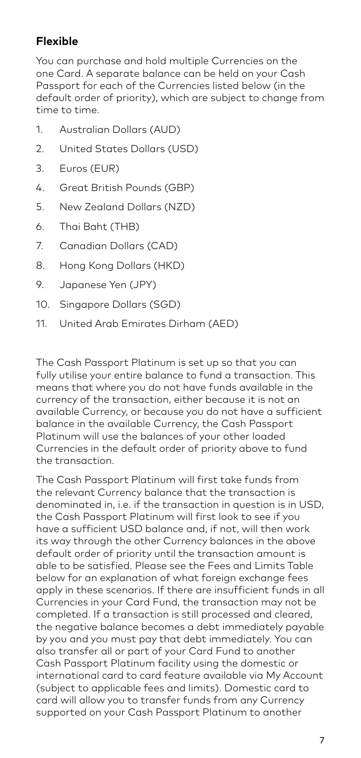## Flexible

You can purchase and hold multiple Currencies on the one Card. A separate balance can be held on your Cash Passport for each of the Currencies listed below (in the default order of priority), which are subject to change from time to time.

1. Australian Dollars (AUD)
2. United States Dollars (USD)
3. Euros (EUR)
4. Great British Pounds (GBP)
5. New Zealand Dollars (NZD)
6. Thai Baht (THB)
7. Canadian Dollars (CAD)
8. Hong Kong Dollars (HKD)
9. Japanese Yen (JPY)
10. Singapore Dollars (SGD)
11. United Arab Emirates Dirham (AED)

The Cash Passport Platinum is set up so that you can fully utilise your entire balance to fund a transaction. This means that where you do not have funds available in the currency of the transaction, either because it is not an available Currency, or because you do not have a sufficient balance in the available Currency, the Cash Passport Platinum will use the balances of your other loaded Currencies in the default order of priority above to fund the transaction.

The Cash Passport Platinum will first take funds from the relevant Currency balance that the transaction is denominated in, i.e. if the transaction in question is in USD, the Cash Passport Platinum will first look to see if you have a sufficient USD balance and, if not, will then work its way through the other Currency balances in the above default order of priority until the transaction amount is able to be satisfied. Please see the Fees and Limits Table below for an explanation of what foreign exchange fees apply in these scenarios. If there are insufficient funds in all Currencies in your Card Fund, the transaction may not be completed. If a transaction is still processed and cleared, the negative balance becomes a debt immediately payable by you and you must pay that debt immediately. You can also transfer all or part of your Card Fund to another Cash Passport Platinum facility using the domestic or international card to card feature available via My Account (subject to applicable fees and limits). Domestic card to card will allow you to transfer funds from any Currency supported on your Cash Passport Platinum to another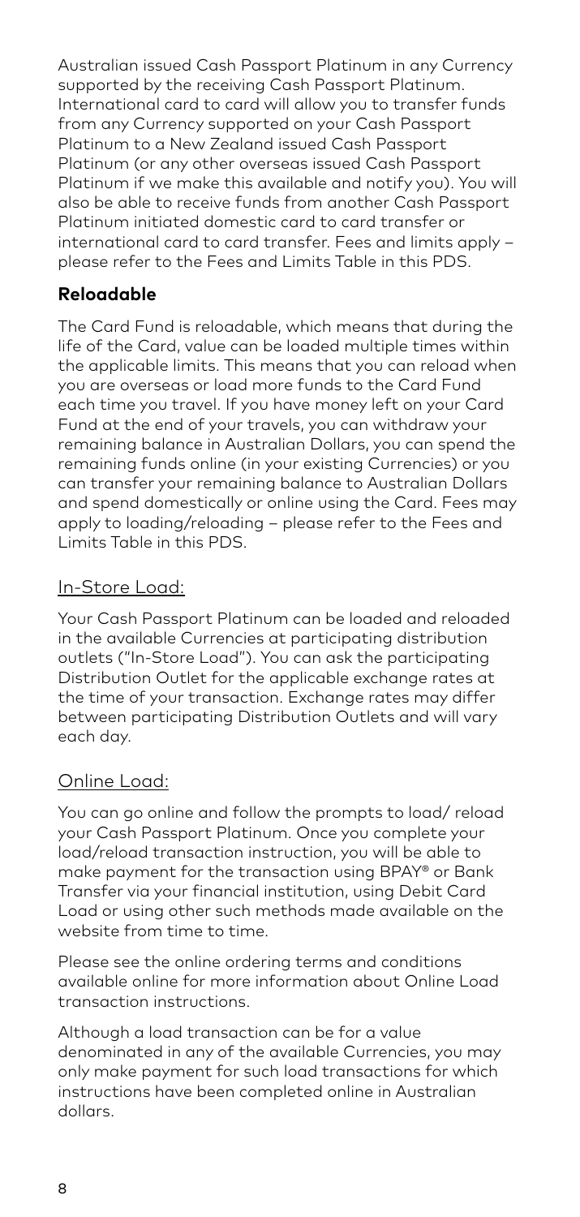Australian issued Cash Passport Platinum in any Currency supported by the receiving Cash Passport Platinum. International card to card will allow you to transfer funds from any Currency supported on your Cash Passport Platinum to a New Zealand issued Cash Passport Platinum (or any other overseas issued Cash Passport Platinum if we make this available and notify you). You will also be able to receive funds from another Cash Passport Platinum initiated domestic card to card transfer or international card to card transfer. Fees and limits apply – please refer to the Fees and Limits Table in this PDS.

### Reloadable

The Card Fund is reloadable, which means that during the life of the Card, value can be loaded multiple times within the applicable limits. This means that you can reload when you are overseas or load more funds to the Card Fund each time you travel. If you have money left on your Card Fund at the end of your travels, you can withdraw your remaining balance in Australian Dollars, you can spend the remaining funds online (in your existing Currencies) or you can transfer your remaining balance to Australian Dollars and spend domestically or online using the Card. Fees may apply to loading/reloading – please refer to the Fees and Limits Table in this PDS.

#### In-Store Load:

Your Cash Passport Platinum can be loaded and reloaded in the available Currencies at participating distribution outlets ("In-Store Load"). You can ask the participating Distribution Outlet for the applicable exchange rates at the time of your transaction. Exchange rates may differ between participating Distribution Outlets and will vary each day.

#### Online Load:

You can go online and follow the prompts to load/ reload your Cash Passport Platinum. Once you complete your load/reload transaction instruction, you will be able to make payment for the transaction using BPAY® or Bank Transfer via your financial institution, using Debit Card Load or using other such methods made available on the website from time to time.

Please see the online ordering terms and conditions available online for more information about Online Load transaction instructions.

Although a load transaction can be for a value denominated in any of the available Currencies, you may only make payment for such load transactions for which instructions have been completed online in Australian dollars.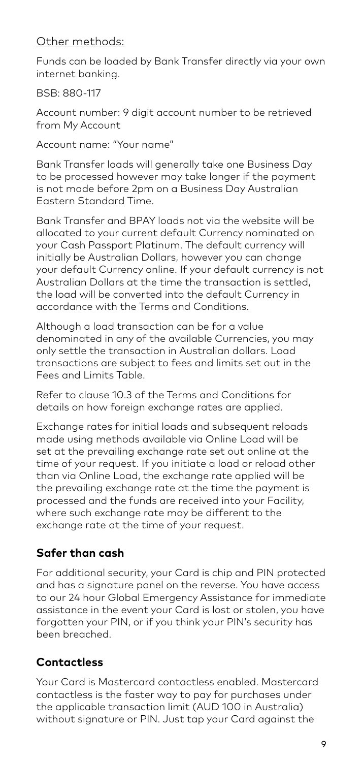Other methods:

Funds can be loaded by Bank Transfer directly via your own internet banking.

BSB: 880-117

Account number: 9 digit account number to be retrieved from My Account

Account name: "Your name"

Bank Transfer loads will generally take one Business Day to be processed however may take longer if the payment is not made before 2pm on a Business Day Australian Eastern Standard Time.

Bank Transfer and BPAY loads not via the website will be allocated to your current default Currency nominated on your Cash Passport Platinum. The default currency will initially be Australian Dollars, however you can change your default Currency online. If your default currency is not Australian Dollars at the time the transaction is settled, the load will be converted into the default Currency in accordance with the Terms and Conditions.

Although a load transaction can be for a value denominated in any of the available Currencies, you may only settle the transaction in Australian dollars. Load transactions are subject to fees and limits set out in the Fees and Limits Table.

Refer to clause 10.3 of the Terms and Conditions for details on how foreign exchange rates are applied.

Exchange rates for initial loads and subsequent reloads made using methods available via Online Load will be set at the prevailing exchange rate set out online at the time of your request. If you initiate a load or reload other than via Online Load, the exchange rate applied will be the prevailing exchange rate at the time the payment is processed and the funds are received into your Facility, where such exchange rate may be different to the exchange rate at the time of your request.

## Safer than cash

For additional security, your Card is chip and PIN protected and has a signature panel on the reverse. You have access to our 24 hour Global Emergency Assistance for immediate assistance in the event your Card is lost or stolen, you have forgotten your PIN, or if you think your PIN's security has been breached.

## Contactless

Your Card is Mastercard contactless enabled. Mastercard contactless is the faster way to pay for purchases under the applicable transaction limit (AUD 100 in Australia) without signature or PIN. Just tap your Card against the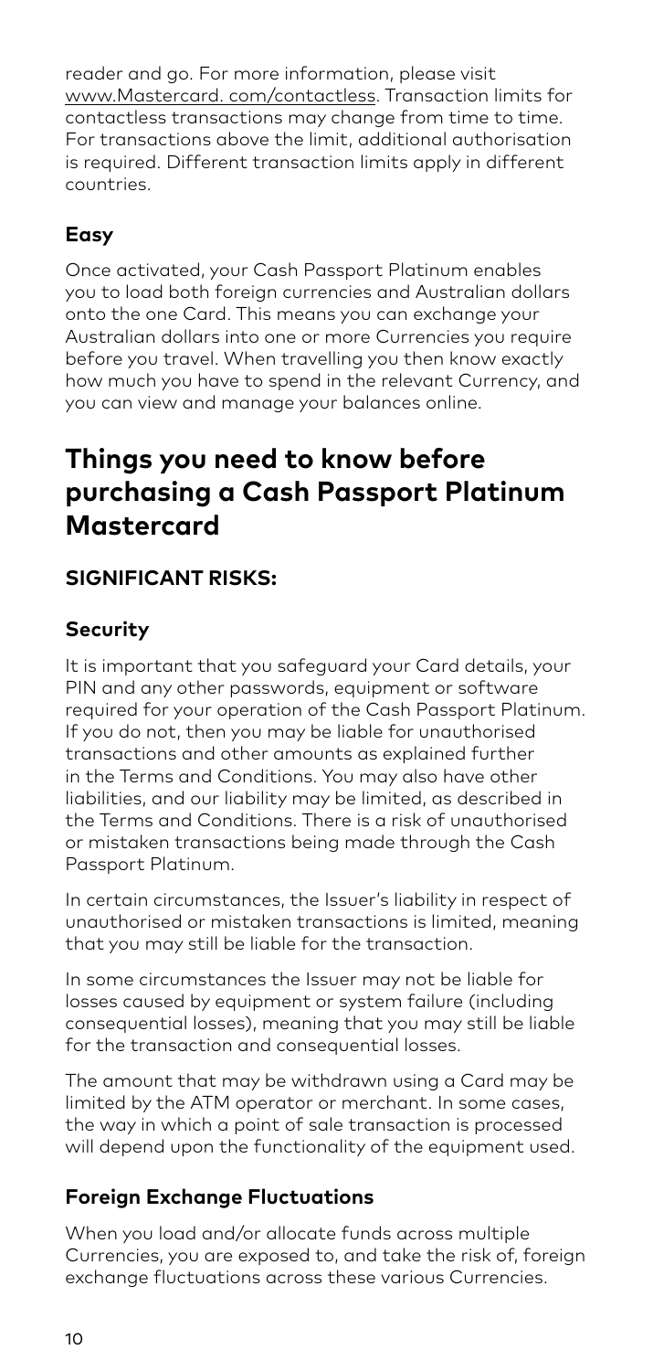reader and go. For more information, please visit www.Mastercard. com/contactless. Transaction limits for contactless transactions may change from time to time. For transactions above the limit, additional authorisation is required. Different transaction limits apply in different countries.

### Easy

Once activated, your Cash Passport Platinum enables you to load both foreign currencies and Australian dollars onto the one Card. This means you can exchange your Australian dollars into one or more Currencies you require before you travel. When travelling you then know exactly how much you have to spend in the relevant Currency, and you can view and manage your balances online.

## Things you need to know before purchasing a Cash Passport Platinum Mastercard

### SIGNIFICANT RISKS:

### Security

It is important that you safeguard your Card details, your PIN and any other passwords, equipment or software required for your operation of the Cash Passport Platinum. If you do not, then you may be liable for unauthorised transactions and other amounts as explained further in the Terms and Conditions. You may also have other liabilities, and our liability may be limited, as described in the Terms and Conditions. There is a risk of unauthorised or mistaken transactions being made through the Cash Passport Platinum.

In certain circumstances, the Issuer's liability in respect of unauthorised or mistaken transactions is limited, meaning that you may still be liable for the transaction.

In some circumstances the Issuer may not be liable for losses caused by equipment or system failure (including consequential losses), meaning that you may still be liable for the transaction and consequential losses.

The amount that may be withdrawn using a Card may be limited by the ATM operator or merchant. In some cases, the way in which a point of sale transaction is processed will depend upon the functionality of the equipment used.

### Foreign Exchange Fluctuations

When you load and/or allocate funds across multiple Currencies, you are exposed to, and take the risk of, foreign exchange fluctuations across these various Currencies.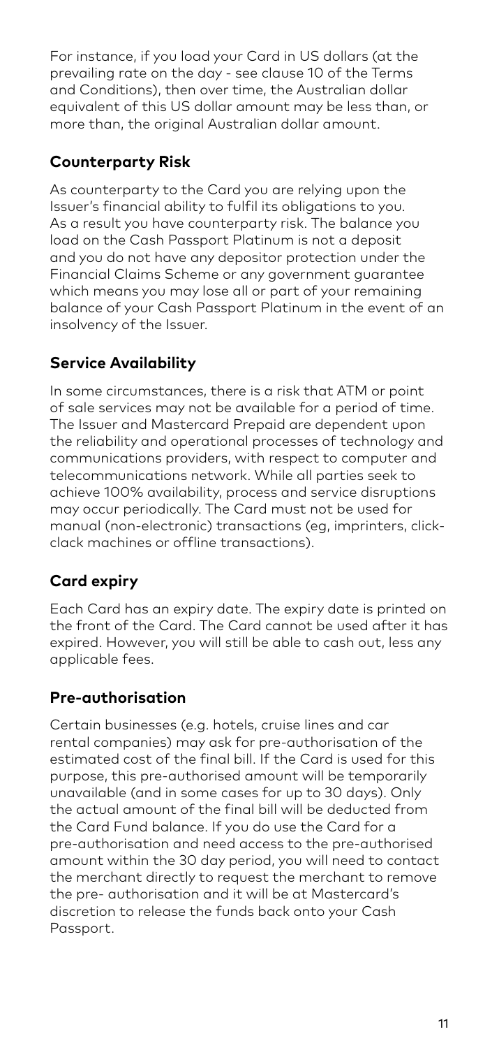For instance, if you load your Card in US dollars (at the prevailing rate on the day - see clause 10 of the Terms and Conditions), then over time, the Australian dollar equivalent of this US dollar amount may be less than, or more than, the original Australian dollar amount.

## Counterparty Risk

As counterparty to the Card you are relying upon the Issuer's financial ability to fulfil its obligations to you. As a result you have counterparty risk. The balance you load on the Cash Passport Platinum is not a deposit and you do not have any depositor protection under the Financial Claims Scheme or any government guarantee which means you may lose all or part of your remaining balance of your Cash Passport Platinum in the event of an insolvency of the Issuer.

## Service Availability

In some circumstances, there is a risk that ATM or point of sale services may not be available for a period of time. The Issuer and Mastercard Prepaid are dependent upon the reliability and operational processes of technology and communications providers, with respect to computer and telecommunications network. While all parties seek to achieve 100% availability, process and service disruptions may occur periodically. The Card must not be used for manual (non-electronic) transactions (eg, imprinters, click-clack machines or offline transactions).

## Card expiry

Each Card has an expiry date. The expiry date is printed on the front of the Card. The Card cannot be used after it has expired. However, you will still be able to cash out, less any applicable fees.

## Pre-authorisation

Certain businesses (e.g. hotels, cruise lines and car rental companies) may ask for pre-authorisation of the estimated cost of the final bill. If the Card is used for this purpose, this pre-authorised amount will be temporarily unavailable (and in some cases for up to 30 days). Only the actual amount of the final bill will be deducted from the Card Fund balance. If you do use the Card for a pre-authorisation and need access to the pre-authorised amount within the 30 day period, you will need to contact the merchant directly to request the merchant to remove the pre- authorisation and it will be at Mastercard's discretion to release the funds back onto your Cash Passport.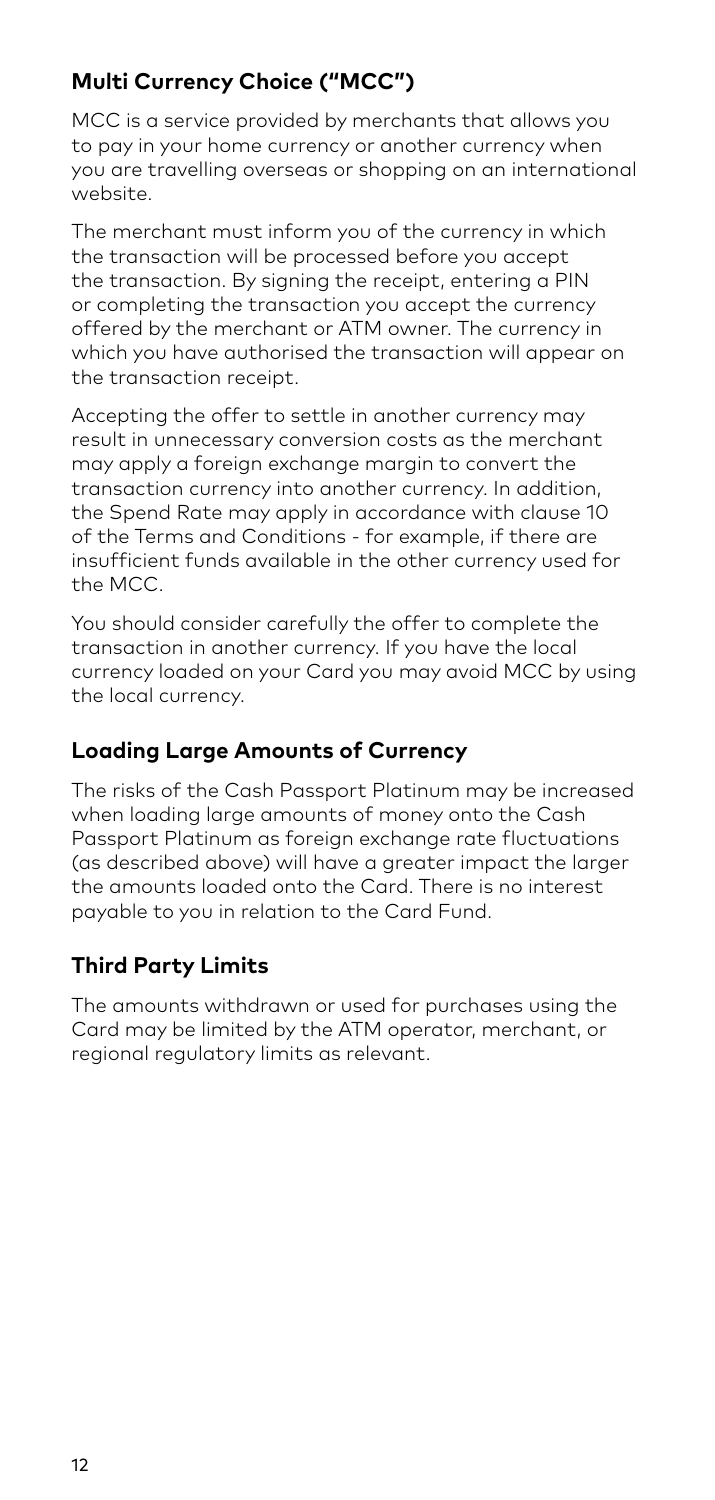## Multi Currency Choice ("MCC")

MCC is a service provided by merchants that allows you to pay in your home currency or another currency when you are travelling overseas or shopping on an international website.

The merchant must inform you of the currency in which the transaction will be processed before you accept the transaction. By signing the receipt, entering a PIN or completing the transaction you accept the currency offered by the merchant or ATM owner. The currency in which you have authorised the transaction will appear on the transaction receipt.

Accepting the offer to settle in another currency may result in unnecessary conversion costs as the merchant may apply a foreign exchange margin to convert the transaction currency into another currency. In addition, the Spend Rate may apply in accordance with clause 10 of the Terms and Conditions - for example, if there are insufficient funds available in the other currency used for the MCC.

You should consider carefully the offer to complete the transaction in another currency. If you have the local currency loaded on your Card you may avoid MCC by using the local currency.

## Loading Large Amounts of Currency

The risks of the Cash Passport Platinum may be increased when loading large amounts of money onto the Cash Passport Platinum as foreign exchange rate fluctuations (as described above) will have a greater impact the larger the amounts loaded onto the Card. There is no interest payable to you in relation to the Card Fund.

## Third Party Limits

The amounts withdrawn or used for purchases using the Card may be limited by the ATM operator, merchant, or regional regulatory limits as relevant.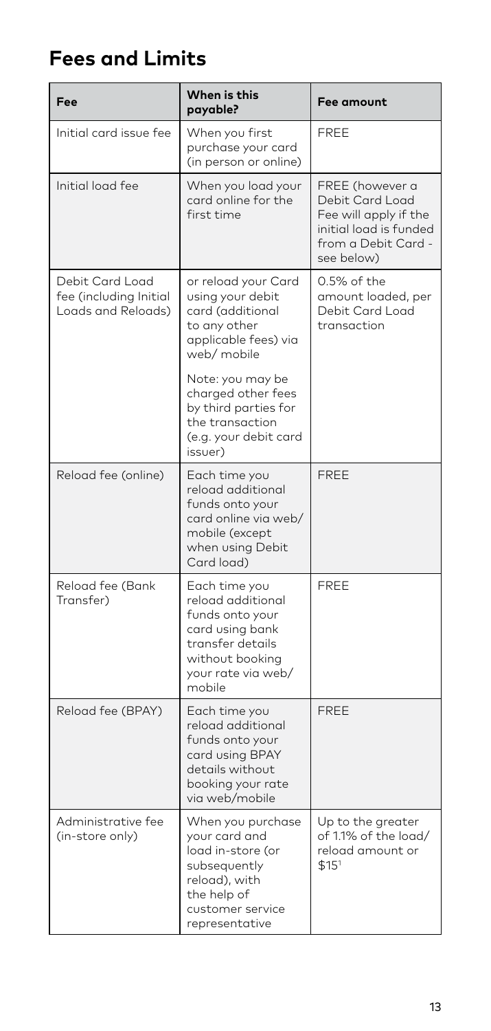## Fees and Limits

| Fee | When is this payable? | Fee amount |
|---|---|---|
| Initial card issue fee | When you first purchase your card (in person or online) | FREE |
| Initial load fee | When you load your card online for the first time | FREE (however a Debit Card Load Fee will apply if the initial load is funded from a Debit Card - see below) |
| Debit Card Load fee (including Initial Loads and Reloads) | or reload your Card using your debit card (additional to any other applicable fees) via web/ mobile<br><br>Note: you may be charged other fees by third parties for the transaction (e.g. your debit card issuer) | 0.5% of the amount loaded, per Debit Card Load transaction |
| Reload fee (online) | Each time you reload additional funds onto your card online via web/ mobile (except when using Debit Card load) | FREE |
| Reload fee (Bank Transfer) | Each time you reload additional funds onto your card using bank transfer details without booking your rate via web/ mobile | FREE |
| Reload fee (BPAY) | Each time you reload additional funds onto your card using BPAY details without booking your rate via web/mobile | FREE |
| Administrative fee (in-store only) | When you purchase your card and load in-store (or subsequently reload), with the help of customer service representative | Up to the greater of 1.1% of the load/ reload amount or $15[1] |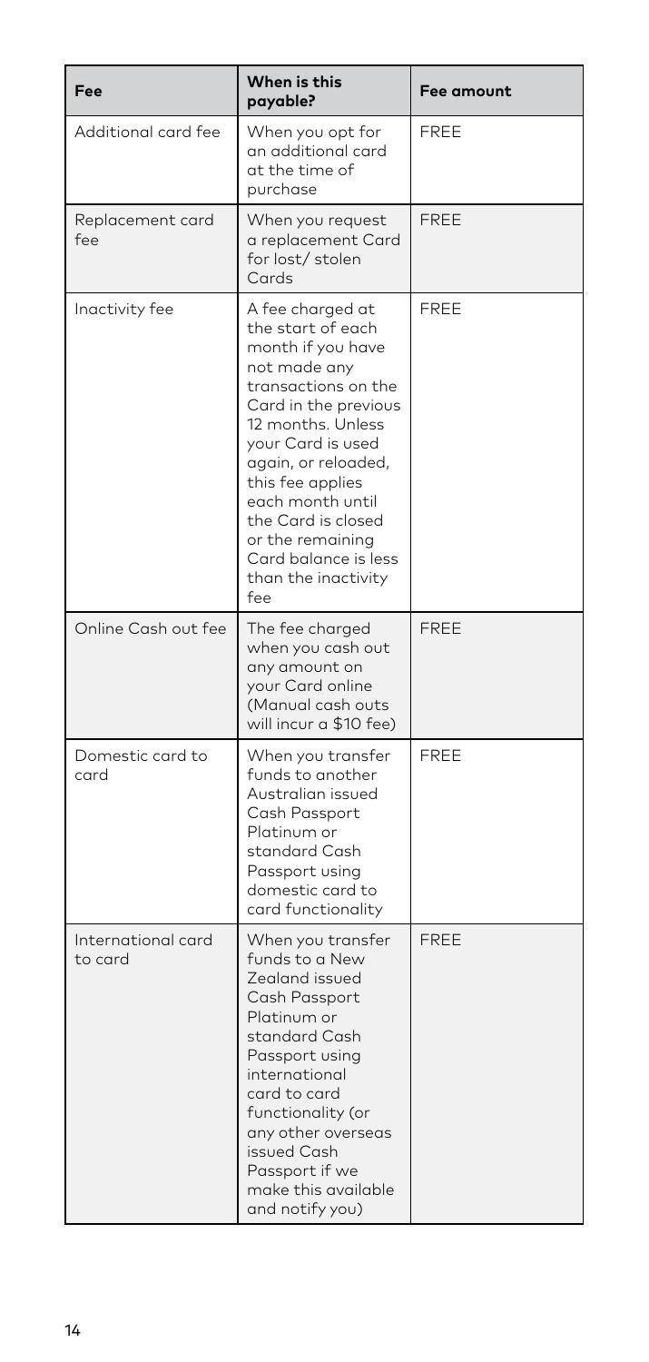| Fee | When is this payable? | Fee amount |
| --- | --- | --- |
| Additional card fee | When you opt for an additional card at the time of purchase | FREE |
| Replacement card fee | When you request a replacement Card for lost/ stolen Cards | FREE |
| Inactivity fee | A fee charged at the start of each month if you have not made any transactions on the Card in the previous 12 months. Unless your Card is used again, or reloaded, this fee applies each month until the Card is closed or the remaining Card balance is less than the inactivity fee | FREE |
| Online Cash out fee | The fee charged when you cash out any amount on your Card online (Manual cash outs will incur a $10 fee) | FREE |
| Domestic card to card | When you transfer funds to another Australian issued Cash Passport Platinum or standard Cash Passport using domestic card to card functionality | FREE |
| International card to card | When you transfer funds to a New Zealand issued Cash Passport Platinum or standard Cash Passport using international card to card functionality (or any other overseas issued Cash Passport if we make this available and notify you) | FREE |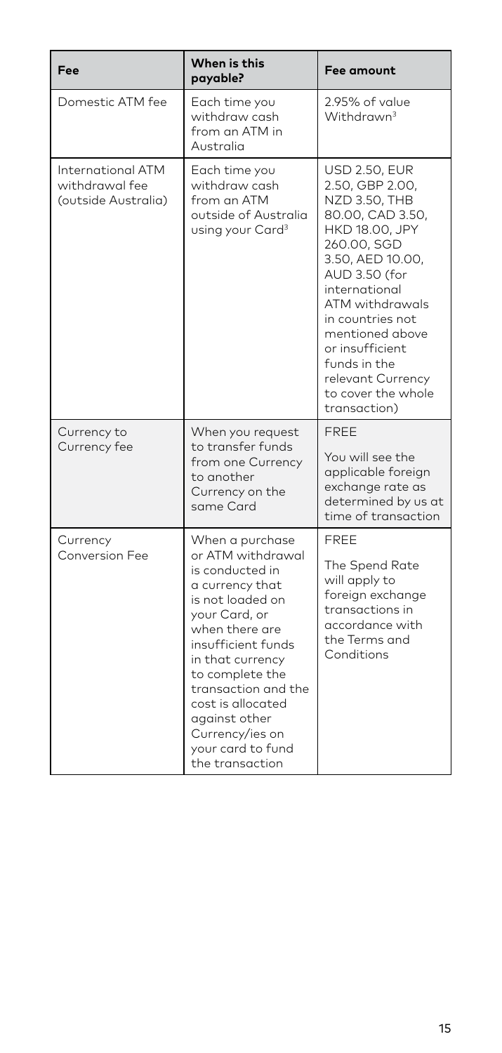| Fee | When is this payable? | Fee amount |
|---|---|---|
| Domestic ATM fee | Each time you withdraw cash from an ATM in Australia | 2.95% of value Withdrawn[3] |
| International ATM withdrawal fee (outside Australia) | Each time you withdraw cash from an ATM outside of Australia using your Card[3] | USD 2.50, EUR 2.50, GBP 2.00, NZD 3.50, THB 80.00, CAD 3.50, HKD 18.00, JPY 260.00, SGD 3.50, AED 10.00, AUD 3.50 (for international ATM withdrawals in countries not mentioned above or insufficient funds in the relevant Currency to cover the whole transaction) |
| Currency to Currency fee | When you request to transfer funds from one Currency to another Currency on the same Card | FREE<br>You will see the applicable foreign exchange rate as determined by us at time of transaction |
| Currency Conversion Fee | When a purchase or ATM withdrawal is conducted in a currency that is not loaded on your Card, or when there are insufficient funds in that currency to complete the transaction and the cost is allocated against other Currency/ies on your card to fund the transaction | FREE<br>The Spend Rate will apply to foreign exchange transactions in accordance with the Terms and Conditions |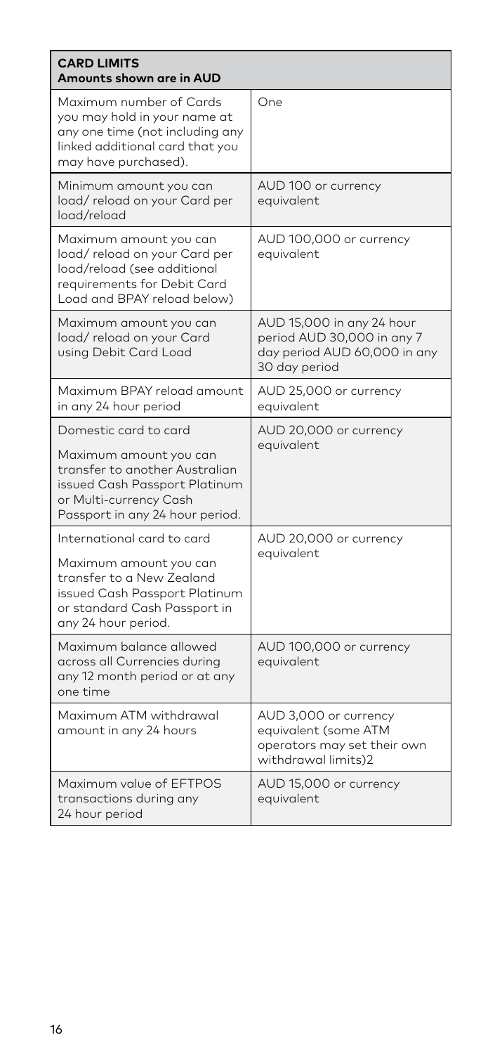| **CARD LIMITS**<br>**Amounts shown are in AUD** | |
|---|---|
| Maximum number of Cards you may hold in your name at any one time (not including any linked additional card that you may have purchased). | One |
| Minimum amount you can load/ reload on your Card per load/reload | AUD 100 or currency equivalent |
| Maximum amount you can load/ reload on your Card per load/reload (see additional requirements for Debit Card Load and BPAY reload below) | AUD 100,000 or currency equivalent |
| Maximum amount you can load/ reload on your Card using Debit Card Load | AUD 15,000 in any 24 hour period AUD 30,000 in any 7 day period AUD 60,000 in any 30 day period |
| Maximum BPAY reload amount in any 24 hour period | AUD 25,000 or currency equivalent |
| Domestic card to card<br><br>Maximum amount you can transfer to another Australian issued Cash Passport Platinum or Multi-currency Cash Passport in any 24 hour period. | AUD 20,000 or currency equivalent |
| International card to card<br><br>Maximum amount you can transfer to a New Zealand issued Cash Passport Platinum or standard Cash Passport in any 24 hour period. | AUD 20,000 or currency equivalent |
| Maximum balance allowed across all Currencies during any 12 month period or at any one time | AUD 100,000 or currency equivalent |
| Maximum ATM withdrawal amount in any 24 hours | AUD 3,000 or currency equivalent (some ATM operators may set their own withdrawal limits)2 |
| Maximum value of EFTPOS transactions during any 24 hour period | AUD 15,000 or currency equivalent |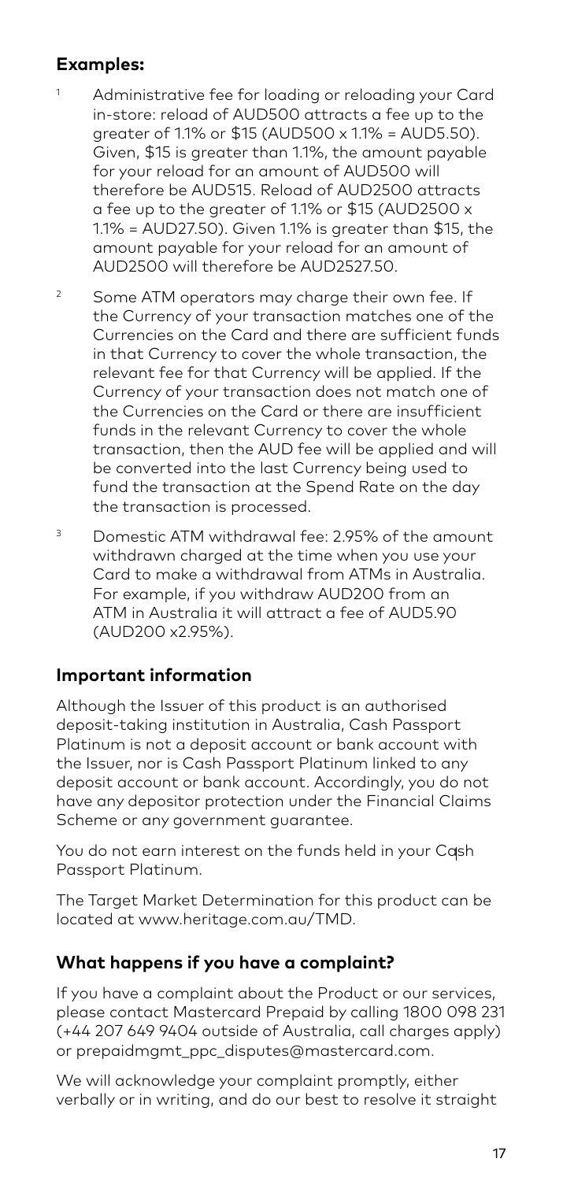## Examples:

[1] Administrative fee for loading or reloading your Card in-store: reload of AUD500 attracts a fee up to the greater of 1.1% or $15 (AUD500 x 1.1% = AUD5.50). Given, $15 is greater than 1.1%, the amount payable for your reload for an amount of AUD500 will therefore be AUD515. Reload of AUD2500 attracts a fee up to the greater of 1.1% or $15 (AUD2500 x 1.1% = AUD27.50). Given 1.1% is greater than $15, the amount payable for your reload for an amount of AUD2500 will therefore be AUD2527.50.

[2] Some ATM operators may charge their own fee. If the Currency of your transaction matches one of the Currencies on the Card and there are sufficient funds in that Currency to cover the whole transaction, the relevant fee for that Currency will be applied. If the Currency of your transaction does not match one of the Currencies on the Card or there are insufficient funds in the relevant Currency to cover the whole transaction, then the AUD fee will be applied and will be converted into the last Currency being used to fund the transaction at the Spend Rate on the day the transaction is processed.

[3] Domestic ATM withdrawal fee: 2.95% of the amount withdrawn charged at the time when you use your Card to make a withdrawal from ATMs in Australia. For example, if you withdraw AUD200 from an ATM in Australia it will attract a fee of AUD5.90 (AUD200 x2.95%).

## Important information

Although the Issuer of this product is an authorised deposit-taking institution in Australia, Cash Passport Platinum is not a deposit account or bank account with the Issuer, nor is Cash Passport Platinum linked to any deposit account or bank account. Accordingly, you do not have any depositor protection under the Financial Claims Scheme or any government guarantee.

You do not earn interest on the funds held in your Cash Passport Platinum.

The Target Market Determination for this product can be located at www.heritage.com.au/TMD.

## What happens if you have a complaint?

If you have a complaint about the Product or our services, please contact Mastercard Prepaid by calling 1800 098 231 (+44 207 649 9404 outside of Australia, call charges apply) or prepaidmgmt_ppc_disputes@mastercard.com.

We will acknowledge your complaint promptly, either verbally or in writing, and do our best to resolve it straight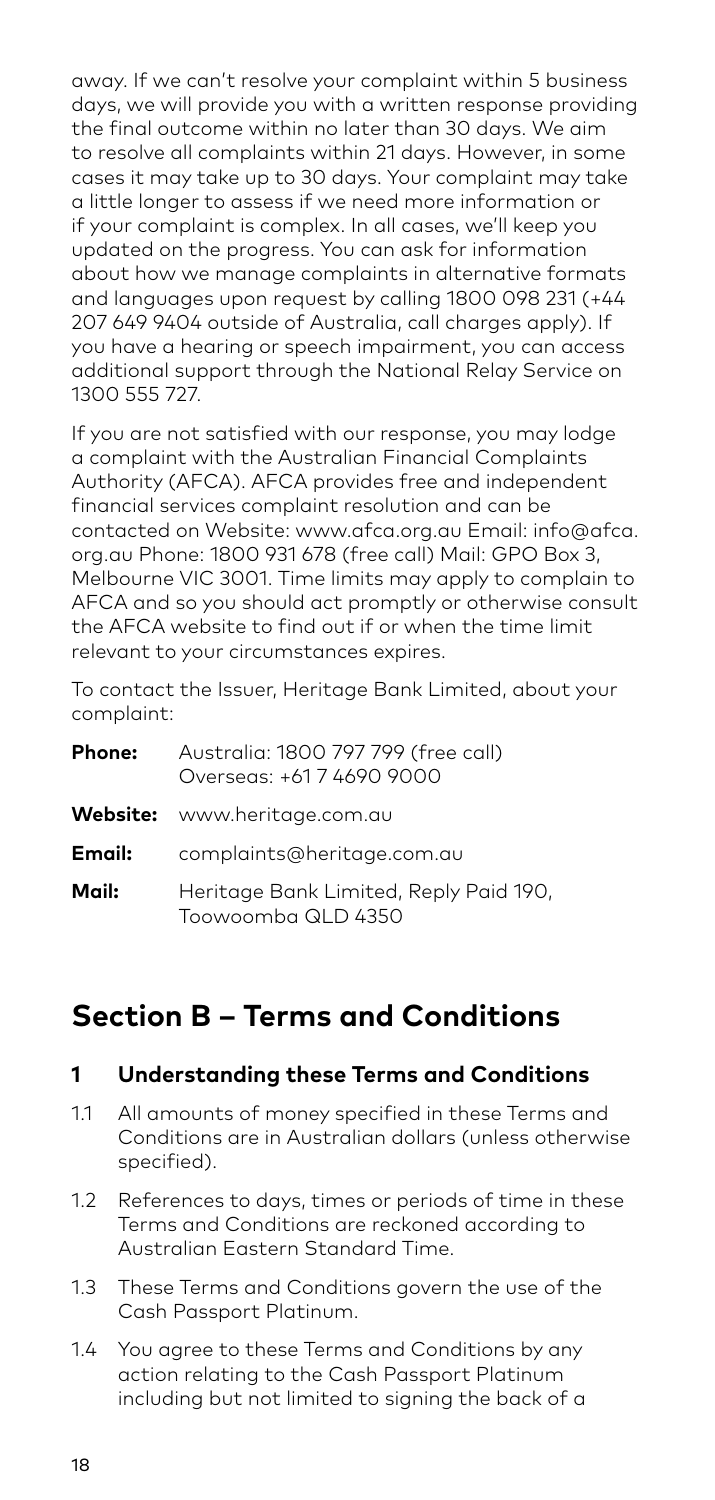away. If we can't resolve your complaint within 5 business days, we will provide you with a written response providing the final outcome within no later than 30 days. We aim to resolve all complaints within 21 days. However, in some cases it may take up to 30 days. Your complaint may take a little longer to assess if we need more information or if your complaint is complex. In all cases, we'll keep you updated on the progress. You can ask for information about how we manage complaints in alternative formats and languages upon request by calling 1800 098 231 (+44 207 649 9404 outside of Australia, call charges apply). If you have a hearing or speech impairment, you can access additional support through the National Relay Service on 1300 555 727.

If you are not satisfied with our response, you may lodge a complaint with the Australian Financial Complaints Authority (AFCA). AFCA provides free and independent financial services complaint resolution and can be contacted on Website: www.afca.org.au Email: info@afca.org.au Phone: 1800 931 678 (free call) Mail: GPO Box 3, Melbourne VIC 3001. Time limits may apply to complain to AFCA and so you should act promptly or otherwise consult the AFCA website to find out if or when the time limit relevant to your circumstances expires.

To contact the Issuer, Heritage Bank Limited, about your complaint:

| | |
|---|---|
| **Phone:** | Australia: 1800 797 799 (free call)<br>Overseas: +61 7 4690 9000 |
| **Website:** | www.heritage.com.au |
| **Email:** | complaints@heritage.com.au |
| **Mail:** | Heritage Bank Limited, Reply Paid 190, Toowoomba QLD 4350 |

## Section B – Terms and Conditions

### 1 Understanding these Terms and Conditions

1.1 All amounts of money specified in these Terms and Conditions are in Australian dollars (unless otherwise specified).

1.2 References to days, times or periods of time in these Terms and Conditions are reckoned according to Australian Eastern Standard Time.

1.3 These Terms and Conditions govern the use of the Cash Passport Platinum.

1.4 You agree to these Terms and Conditions by any action relating to the Cash Passport Platinum including but not limited to signing the back of a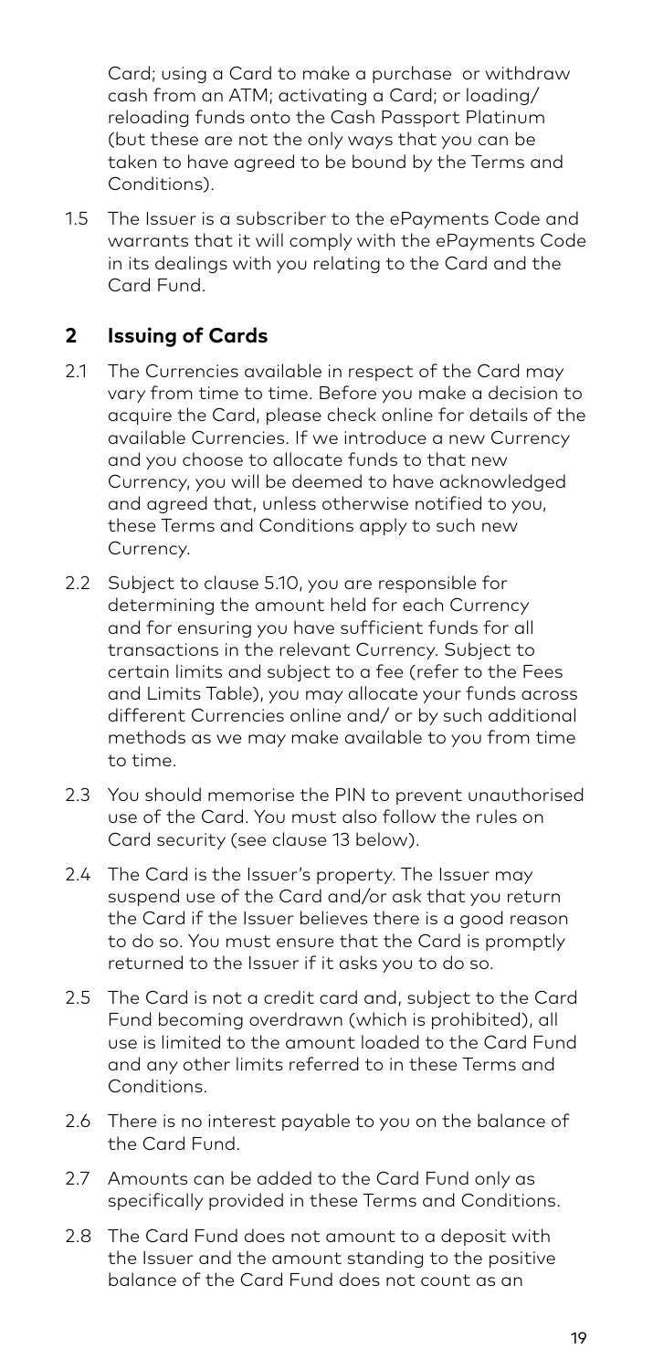Card; using a Card to make a purchase or withdraw cash from an ATM; activating a Card; or loading/ reloading funds onto the Cash Passport Platinum (but these are not the only ways that you can be taken to have agreed to be bound by the Terms and Conditions).

1.5 The Issuer is a subscriber to the ePayments Code and warrants that it will comply with the ePayments Code in its dealings with you relating to the Card and the Card Fund.

## 2 Issuing of Cards

2.1 The Currencies available in respect of the Card may vary from time to time. Before you make a decision to acquire the Card, please check online for details of the available Currencies. If we introduce a new Currency and you choose to allocate funds to that new Currency, you will be deemed to have acknowledged and agreed that, unless otherwise notified to you, these Terms and Conditions apply to such new Currency.

2.2 Subject to clause 5.10, you are responsible for determining the amount held for each Currency and for ensuring you have sufficient funds for all transactions in the relevant Currency. Subject to certain limits and subject to a fee (refer to the Fees and Limits Table), you may allocate your funds across different Currencies online and/ or by such additional methods as we may make available to you from time to time.

2.3 You should memorise the PIN to prevent unauthorised use of the Card. You must also follow the rules on Card security (see clause 13 below).

2.4 The Card is the Issuer's property. The Issuer may suspend use of the Card and/or ask that you return the Card if the Issuer believes there is a good reason to do so. You must ensure that the Card is promptly returned to the Issuer if it asks you to do so.

2.5 The Card is not a credit card and, subject to the Card Fund becoming overdrawn (which is prohibited), all use is limited to the amount loaded to the Card Fund and any other limits referred to in these Terms and Conditions.

2.6 There is no interest payable to you on the balance of the Card Fund.

2.7 Amounts can be added to the Card Fund only as specifically provided in these Terms and Conditions.

2.8 The Card Fund does not amount to a deposit with the Issuer and the amount standing to the positive balance of the Card Fund does not count as an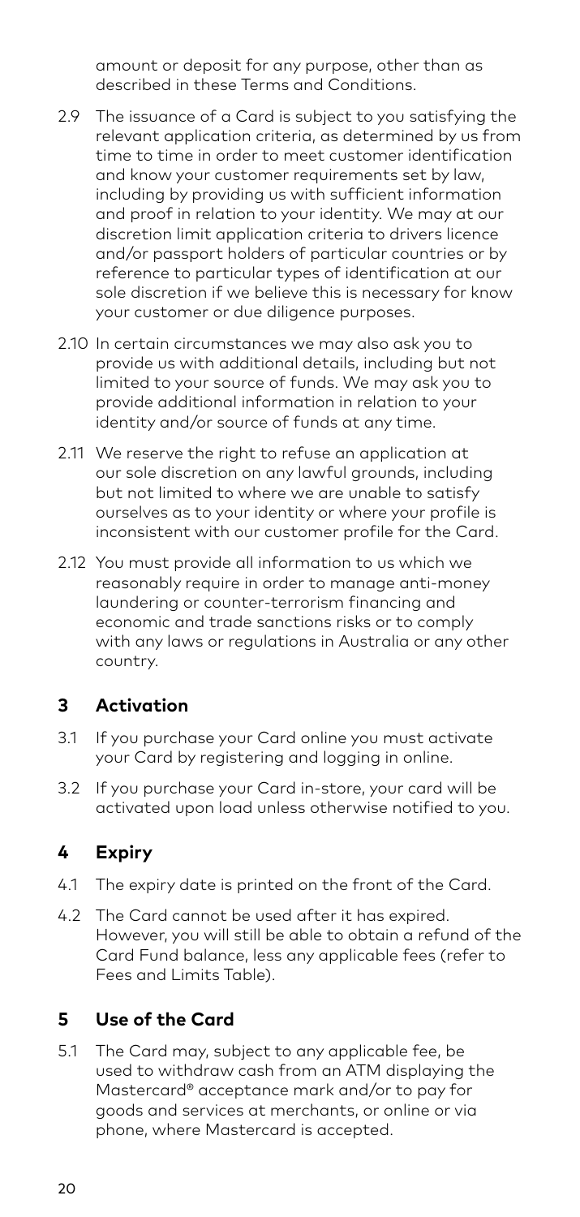amount or deposit for any purpose, other than as described in these Terms and Conditions.

2.9 The issuance of a Card is subject to you satisfying the relevant application criteria, as determined by us from time to time in order to meet customer identification and know your customer requirements set by law, including by providing us with sufficient information and proof in relation to your identity. We may at our discretion limit application criteria to drivers licence and/or passport holders of particular countries or by reference to particular types of identification at our sole discretion if we believe this is necessary for know your customer or due diligence purposes.

2.10 In certain circumstances we may also ask you to provide us with additional details, including but not limited to your source of funds. We may ask you to provide additional information in relation to your identity and/or source of funds at any time.

2.11 We reserve the right to refuse an application at our sole discretion on any lawful grounds, including but not limited to where we are unable to satisfy ourselves as to your identity or where your profile is inconsistent with our customer profile for the Card.

2.12 You must provide all information to us which we reasonably require in order to manage anti-money laundering or counter-terrorism financing and economic and trade sanctions risks or to comply with any laws or regulations in Australia or any other country.

## 3 Activation

3.1 If you purchase your Card online you must activate your Card by registering and logging in online.

3.2 If you purchase your Card in-store, your card will be activated upon load unless otherwise notified to you.

## 4 Expiry

4.1 The expiry date is printed on the front of the Card.

4.2 The Card cannot be used after it has expired. However, you will still be able to obtain a refund of the Card Fund balance, less any applicable fees (refer to Fees and Limits Table).

## 5 Use of the Card

5.1 The Card may, subject to any applicable fee, be used to withdraw cash from an ATM displaying the Mastercard® acceptance mark and/or to pay for goods and services at merchants, or online or via phone, where Mastercard is accepted.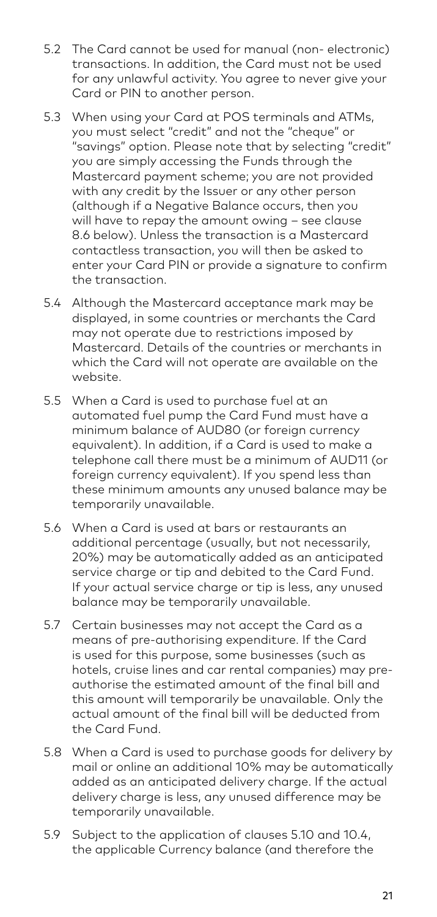5.2 The Card cannot be used for manual (non- electronic) transactions. In addition, the Card must not be used for any unlawful activity. You agree to never give your Card or PIN to another person.

5.3 When using your Card at POS terminals and ATMs, you must select "credit" and not the "cheque" or "savings" option. Please note that by selecting "credit" you are simply accessing the Funds through the Mastercard payment scheme; you are not provided with any credit by the Issuer or any other person (although if a Negative Balance occurs, then you will have to repay the amount owing – see clause 8.6 below). Unless the transaction is a Mastercard contactless transaction, you will then be asked to enter your Card PIN or provide a signature to confirm the transaction.

5.4 Although the Mastercard acceptance mark may be displayed, in some countries or merchants the Card may not operate due to restrictions imposed by Mastercard. Details of the countries or merchants in which the Card will not operate are available on the website.

5.5 When a Card is used to purchase fuel at an automated fuel pump the Card Fund must have a minimum balance of AUD80 (or foreign currency equivalent). In addition, if a Card is used to make a telephone call there must be a minimum of AUD11 (or foreign currency equivalent). If you spend less than these minimum amounts any unused balance may be temporarily unavailable.

5.6 When a Card is used at bars or restaurants an additional percentage (usually, but not necessarily, 20%) may be automatically added as an anticipated service charge or tip and debited to the Card Fund. If your actual service charge or tip is less, any unused balance may be temporarily unavailable.

5.7 Certain businesses may not accept the Card as a means of pre-authorising expenditure. If the Card is used for this purpose, some businesses (such as hotels, cruise lines and car rental companies) may pre-authorise the estimated amount of the final bill and this amount will temporarily be unavailable. Only the actual amount of the final bill will be deducted from the Card Fund.

5.8 When a Card is used to purchase goods for delivery by mail or online an additional 10% may be automatically added as an anticipated delivery charge. If the actual delivery charge is less, any unused difference may be temporarily unavailable.

5.9 Subject to the application of clauses 5.10 and 10.4, the applicable Currency balance (and therefore the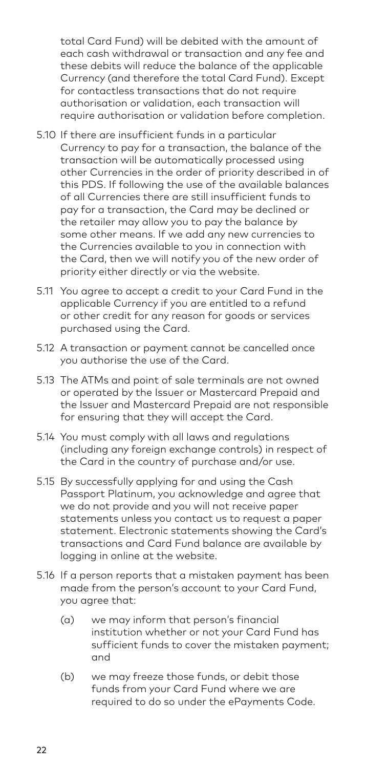total Card Fund) will be debited with the amount of each cash withdrawal or transaction and any fee and these debits will reduce the balance of the applicable Currency (and therefore the total Card Fund). Except for contactless transactions that do not require authorisation or validation, each transaction will require authorisation or validation before completion.

5.10 If there are insufficient funds in a particular Currency to pay for a transaction, the balance of the transaction will be automatically processed using other Currencies in the order of priority described in of this PDS. If following the use of the available balances of all Currencies there are still insufficient funds to pay for a transaction, the Card may be declined or the retailer may allow you to pay the balance by some other means. If we add any new currencies to the Currencies available to you in connection with the Card, then we will notify you of the new order of priority either directly or via the website.

5.11 You agree to accept a credit to your Card Fund in the applicable Currency if you are entitled to a refund or other credit for any reason for goods or services purchased using the Card.

5.12 A transaction or payment cannot be cancelled once you authorise the use of the Card.

5.13 The ATMs and point of sale terminals are not owned or operated by the Issuer or Mastercard Prepaid and the Issuer and Mastercard Prepaid are not responsible for ensuring that they will accept the Card.

5.14 You must comply with all laws and regulations (including any foreign exchange controls) in respect of the Card in the country of purchase and/or use.

5.15 By successfully applying for and using the Cash Passport Platinum, you acknowledge and agree that we do not provide and you will not receive paper statements unless you contact us to request a paper statement. Electronic statements showing the Card's transactions and Card Fund balance are available by logging in online at the website.

5.16 If a person reports that a mistaken payment has been made from the person's account to your Card Fund, you agree that:

  (a) we may inform that person's financial institution whether or not your Card Fund has sufficient funds to cover the mistaken payment; and

  (b) we may freeze those funds, or debit those funds from your Card Fund where we are required to do so under the ePayments Code.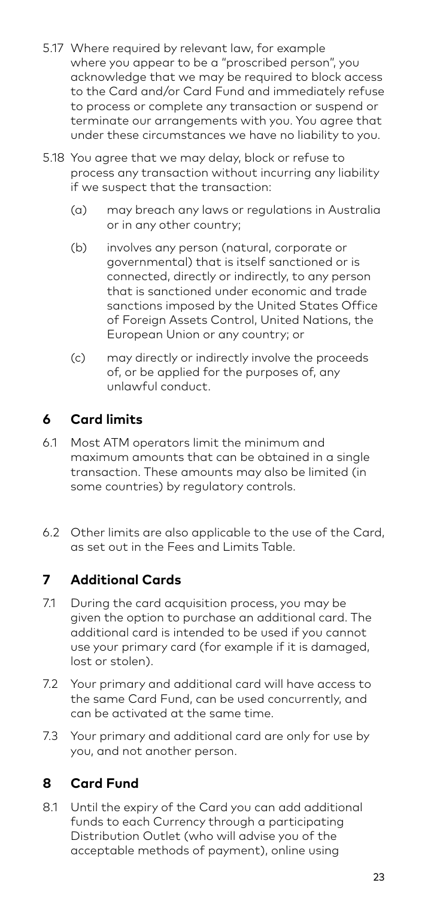5.17 Where required by relevant law, for example where you appear to be a "proscribed person", you acknowledge that we may be required to block access to the Card and/or Card Fund and immediately refuse to process or complete any transaction or suspend or terminate our arrangements with you. You agree that under these circumstances we have no liability to you.

5.18 You agree that we may delay, block or refuse to process any transaction without incurring any liability if we suspect that the transaction:

(a) may breach any laws or regulations in Australia or in any other country;

(b) involves any person (natural, corporate or governmental) that is itself sanctioned or is connected, directly or indirectly, to any person that is sanctioned under economic and trade sanctions imposed by the United States Office of Foreign Assets Control, United Nations, the European Union or any country; or

(c) may directly or indirectly involve the proceeds of, or be applied for the purposes of, any unlawful conduct.

## 6 Card limits

6.1 Most ATM operators limit the minimum and maximum amounts that can be obtained in a single transaction. These amounts may also be limited (in some countries) by regulatory controls.

6.2 Other limits are also applicable to the use of the Card, as set out in the Fees and Limits Table.

## 7 Additional Cards

7.1 During the card acquisition process, you may be given the option to purchase an additional card. The additional card is intended to be used if you cannot use your primary card (for example if it is damaged, lost or stolen).

7.2 Your primary and additional card will have access to the same Card Fund, can be used concurrently, and can be activated at the same time.

7.3 Your primary and additional card are only for use by you, and not another person.

## 8 Card Fund

8.1 Until the expiry of the Card you can add additional funds to each Currency through a participating Distribution Outlet (who will advise you of the acceptable methods of payment), online using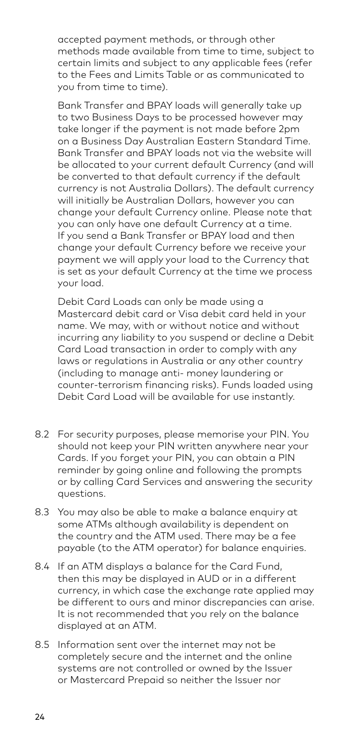accepted payment methods, or through other methods made available from time to time, subject to certain limits and subject to any applicable fees (refer to the Fees and Limits Table or as communicated to you from time to time).

Bank Transfer and BPAY loads will generally take up to two Business Days to be processed however may take longer if the payment is not made before 2pm on a Business Day Australian Eastern Standard Time. Bank Transfer and BPAY loads not via the website will be allocated to your current default Currency (and will be converted to that default currency if the default currency is not Australia Dollars). The default currency will initially be Australian Dollars, however you can change your default Currency online. Please note that you can only have one default Currency at a time. If you send a Bank Transfer or BPAY load and then change your default Currency before we receive your payment we will apply your load to the Currency that is set as your default Currency at the time we process your load.

Debit Card Loads can only be made using a Mastercard debit card or Visa debit card held in your name. We may, with or without notice and without incurring any liability to you suspend or decline a Debit Card Load transaction in order to comply with any laws or regulations in Australia or any other country (including to manage anti- money laundering or counter-terrorism financing risks). Funds loaded using Debit Card Load will be available for use instantly.

8.2 For security purposes, please memorise your PIN. You should not keep your PIN written anywhere near your Cards. If you forget your PIN, you can obtain a PIN reminder by going online and following the prompts or by calling Card Services and answering the security questions.

8.3 You may also be able to make a balance enquiry at some ATMs although availability is dependent on the country and the ATM used. There may be a fee payable (to the ATM operator) for balance enquiries.

8.4 If an ATM displays a balance for the Card Fund, then this may be displayed in AUD or in a different currency, in which case the exchange rate applied may be different to ours and minor discrepancies can arise. It is not recommended that you rely on the balance displayed at an ATM.

8.5 Information sent over the internet may not be completely secure and the internet and the online systems are not controlled or owned by the Issuer or Mastercard Prepaid so neither the Issuer nor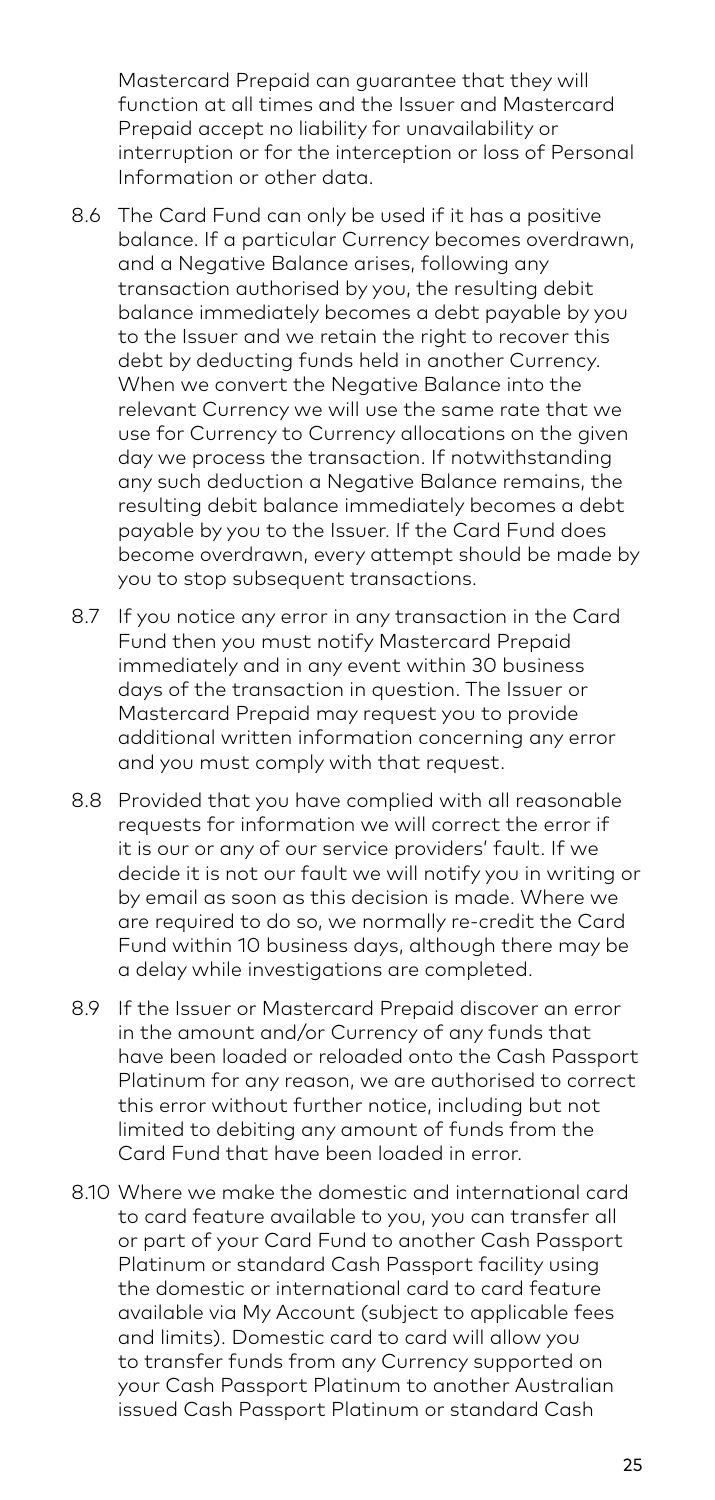Mastercard Prepaid can guarantee that they will function at all times and the Issuer and Mastercard Prepaid accept no liability for unavailability or interruption or for the interception or loss of Personal Information or other data.

8.6 The Card Fund can only be used if it has a positive balance. If a particular Currency becomes overdrawn, and a Negative Balance arises, following any transaction authorised by you, the resulting debit balance immediately becomes a debt payable by you to the Issuer and we retain the right to recover this debt by deducting funds held in another Currency. When we convert the Negative Balance into the relevant Currency we will use the same rate that we use for Currency to Currency allocations on the given day we process the transaction. If notwithstanding any such deduction a Negative Balance remains, the resulting debit balance immediately becomes a debt payable by you to the Issuer. If the Card Fund does become overdrawn, every attempt should be made by you to stop subsequent transactions.

8.7 If you notice any error in any transaction in the Card Fund then you must notify Mastercard Prepaid immediately and in any event within 30 business days of the transaction in question. The Issuer or Mastercard Prepaid may request you to provide additional written information concerning any error and you must comply with that request.

8.8 Provided that you have complied with all reasonable requests for information we will correct the error if it is our or any of our service providers' fault. If we decide it is not our fault we will notify you in writing or by email as soon as this decision is made. Where we are required to do so, we normally re-credit the Card Fund within 10 business days, although there may be a delay while investigations are completed.

8.9 If the Issuer or Mastercard Prepaid discover an error in the amount and/or Currency of any funds that have been loaded or reloaded onto the Cash Passport Platinum for any reason, we are authorised to correct this error without further notice, including but not limited to debiting any amount of funds from the Card Fund that have been loaded in error.

8.10 Where we make the domestic and international card to card feature available to you, you can transfer all or part of your Card Fund to another Cash Passport Platinum or standard Cash Passport facility using the domestic or international card to card feature available via My Account (subject to applicable fees and limits). Domestic card to card will allow you to transfer funds from any Currency supported on your Cash Passport Platinum to another Australian issued Cash Passport Platinum or standard Cash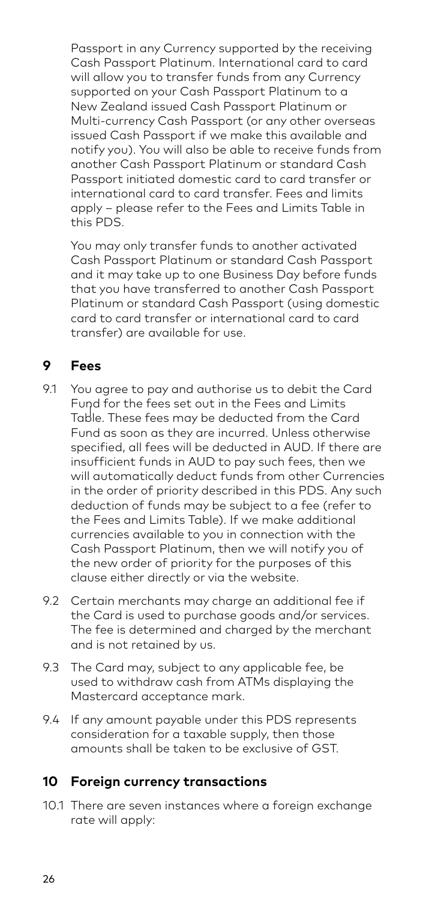Passport in any Currency supported by the receiving Cash Passport Platinum. International card to card will allow you to transfer funds from any Currency supported on your Cash Passport Platinum to a New Zealand issued Cash Passport Platinum or Multi-currency Cash Passport (or any other overseas issued Cash Passport if we make this available and notify you). You will also be able to receive funds from another Cash Passport Platinum or standard Cash Passport initiated domestic card to card transfer or international card to card transfer. Fees and limits apply – please refer to the Fees and Limits Table in this PDS.

You may only transfer funds to another activated Cash Passport Platinum or standard Cash Passport and it may take up to one Business Day before funds that you have transferred to another Cash Passport Platinum or standard Cash Passport (using domestic card to card transfer or international card to card transfer) are available for use.

## 9 Fees

9.1 You agree to pay and authorise us to debit the Card Fund for the fees set out in the Fees and Limits Table. These fees may be deducted from the Card Fund as soon as they are incurred. Unless otherwise specified, all fees will be deducted in AUD. If there are insufficient funds in AUD to pay such fees, then we will automatically deduct funds from other Currencies in the order of priority described in this PDS. Any such deduction of funds may be subject to a fee (refer to the Fees and Limits Table). If we make additional currencies available to you in connection with the Cash Passport Platinum, then we will notify you of the new order of priority for the purposes of this clause either directly or via the website.

9.2 Certain merchants may charge an additional fee if the Card is used to purchase goods and/or services. The fee is determined and charged by the merchant and is not retained by us.

9.3 The Card may, subject to any applicable fee, be used to withdraw cash from ATMs displaying the Mastercard acceptance mark.

9.4 If any amount payable under this PDS represents consideration for a taxable supply, then those amounts shall be taken to be exclusive of GST.

## 10 Foreign currency transactions

10.1 There are seven instances where a foreign exchange rate will apply: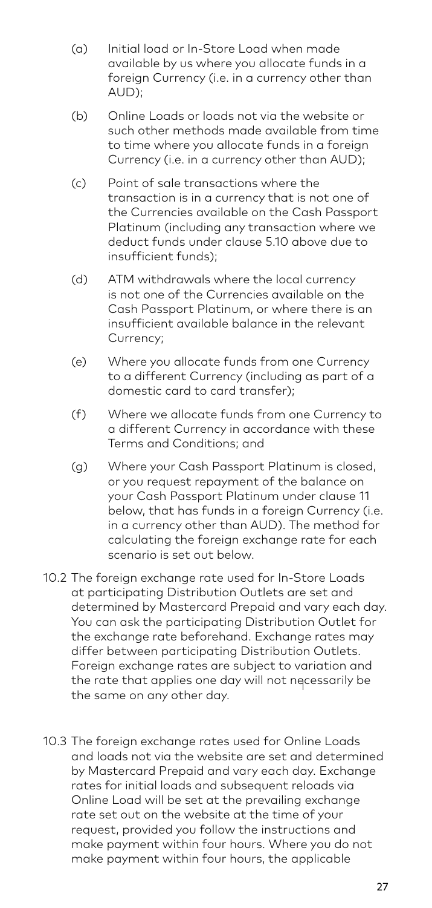(a) Initial load or In-Store Load when made available by us where you allocate funds in a foreign Currency (i.e. in a currency other than AUD);

(b) Online Loads or loads not via the website or such other methods made available from time to time where you allocate funds in a foreign Currency (i.e. in a currency other than AUD);

(c) Point of sale transactions where the transaction is in a currency that is not one of the Currencies available on the Cash Passport Platinum (including any transaction where we deduct funds under clause 5.10 above due to insufficient funds);

(d) ATM withdrawals where the local currency is not one of the Currencies available on the Cash Passport Platinum, or where there is an insufficient available balance in the relevant Currency;

(e) Where you allocate funds from one Currency to a different Currency (including as part of a domestic card to card transfer);

(f) Where we allocate funds from one Currency to a different Currency in accordance with these Terms and Conditions; and

(g) Where your Cash Passport Platinum is closed, or you request repayment of the balance on your Cash Passport Platinum under clause 11 below, that has funds in a foreign Currency (i.e. in a currency other than AUD). The method for calculating the foreign exchange rate for each scenario is set out below.

10.2 The foreign exchange rate used for In-Store Loads at participating Distribution Outlets are set and determined by Mastercard Prepaid and vary each day. You can ask the participating Distribution Outlet for the exchange rate beforehand. Exchange rates may differ between participating Distribution Outlets. Foreign exchange rates are subject to variation and the rate that applies one day will not necessarily be the same on any other day.

10.3 The foreign exchange rates used for Online Loads and loads not via the website are set and determined by Mastercard Prepaid and vary each day. Exchange rates for initial loads and subsequent reloads via Online Load will be set at the prevailing exchange rate set out on the website at the time of your request, provided you follow the instructions and make payment within four hours. Where you do not make payment within four hours, the applicable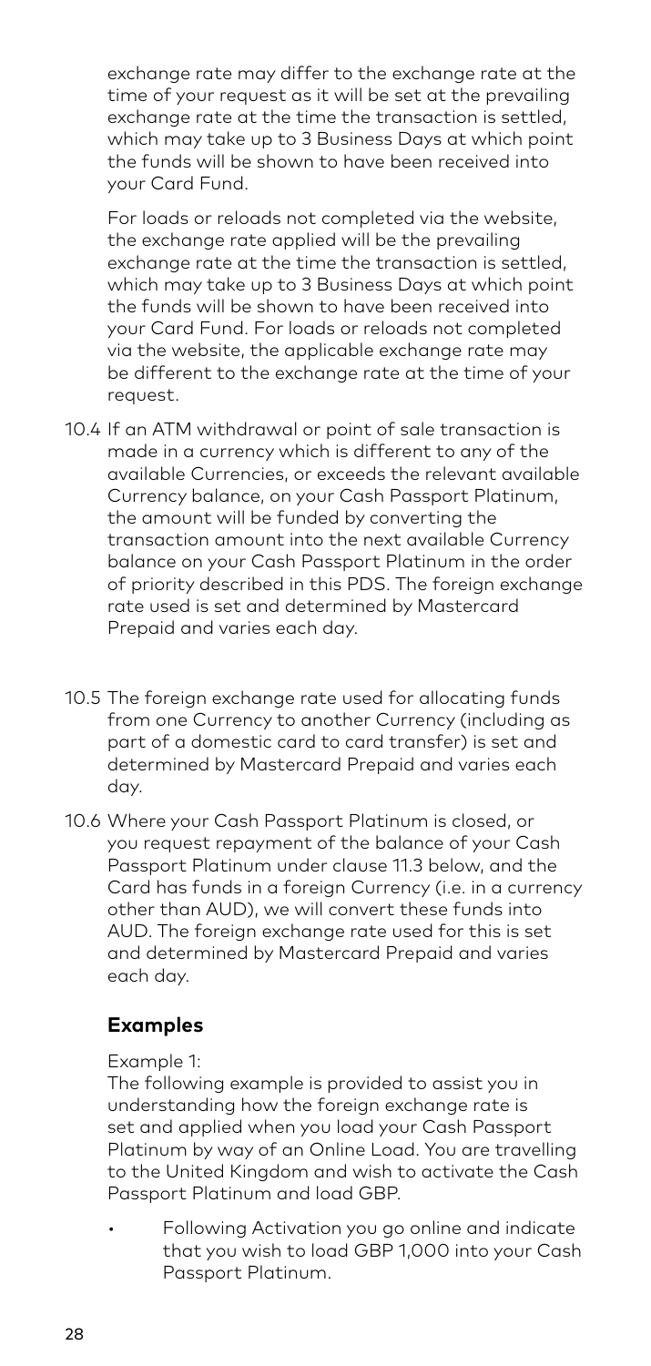exchange rate may differ to the exchange rate at the time of your request as it will be set at the prevailing exchange rate at the time the transaction is settled, which may take up to 3 Business Days at which point the funds will be shown to have been received into your Card Fund.

For loads or reloads not completed via the website, the exchange rate applied will be the prevailing exchange rate at the time the transaction is settled, which may take up to 3 Business Days at which point the funds will be shown to have been received into your Card Fund. For loads or reloads not completed via the website, the applicable exchange rate may be different to the exchange rate at the time of your request.

10.4 If an ATM withdrawal or point of sale transaction is made in a currency which is different to any of the available Currencies, or exceeds the relevant available Currency balance, on your Cash Passport Platinum, the amount will be funded by converting the transaction amount into the next available Currency balance on your Cash Passport Platinum in the order of priority described in this PDS. The foreign exchange rate used is set and determined by Mastercard Prepaid and varies each day.

10.5 The foreign exchange rate used for allocating funds from one Currency to another Currency (including as part of a domestic card to card transfer) is set and determined by Mastercard Prepaid and varies each day.

10.6 Where your Cash Passport Platinum is closed, or you request repayment of the balance of your Cash Passport Platinum under clause 11.3 below, and the Card has funds in a foreign Currency (i.e. in a currency other than AUD), we will convert these funds into AUD. The foreign exchange rate used for this is set and determined by Mastercard Prepaid and varies each day.

### Examples

Example 1:

The following example is provided to assist you in understanding how the foreign exchange rate is set and applied when you load your Cash Passport Platinum by way of an Online Load. You are travelling to the United Kingdom and wish to activate the Cash Passport Platinum and load GBP.

- Following Activation you go online and indicate that you wish to load GBP 1,000 into your Cash Passport Platinum.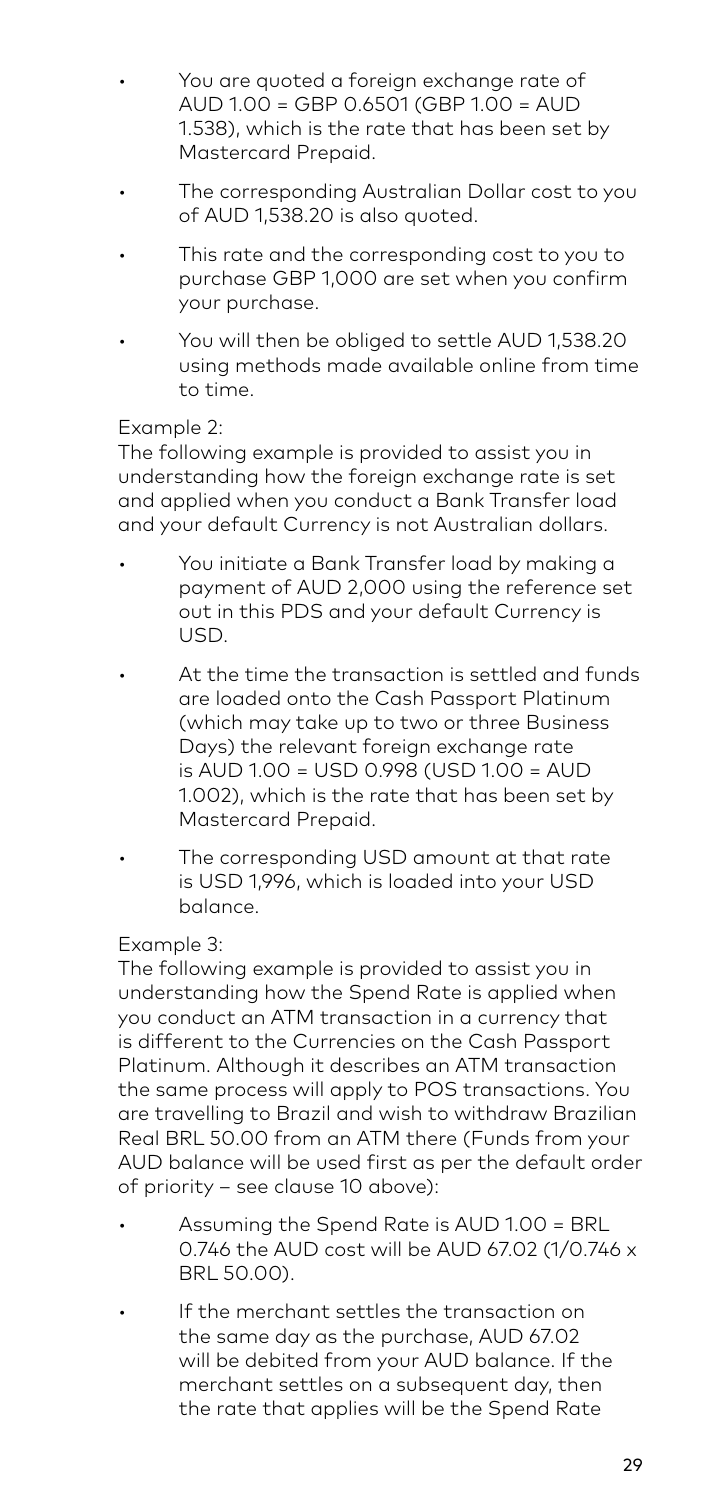- You are quoted a foreign exchange rate of AUD 1.00 = GBP 0.6501 (GBP 1.00 = AUD 1.538), which is the rate that has been set by Mastercard Prepaid.
- The corresponding Australian Dollar cost to you of AUD 1,538.20 is also quoted.
- This rate and the corresponding cost to you to purchase GBP 1,000 are set when you confirm your purchase.
- You will then be obliged to settle AUD 1,538.20 using methods made available online from time to time.

Example 2:
The following example is provided to assist you in understanding how the foreign exchange rate is set and applied when you conduct a Bank Transfer load and your default Currency is not Australian dollars.

- You initiate a Bank Transfer load by making a payment of AUD 2,000 using the reference set out in this PDS and your default Currency is USD.
- At the time the transaction is settled and funds are loaded onto the Cash Passport Platinum (which may take up to two or three Business Days) the relevant foreign exchange rate is AUD 1.00 = USD 0.998 (USD 1.00 = AUD 1.002), which is the rate that has been set by Mastercard Prepaid.
- The corresponding USD amount at that rate is USD 1,996, which is loaded into your USD balance.

Example 3:
The following example is provided to assist you in understanding how the Spend Rate is applied when you conduct an ATM transaction in a currency that is different to the Currencies on the Cash Passport Platinum. Although it describes an ATM transaction the same process will apply to POS transactions. You are travelling to Brazil and wish to withdraw Brazilian Real BRL 50.00 from an ATM there (Funds from your AUD balance will be used first as per the default order of priority – see clause 10 above):

- Assuming the Spend Rate is AUD 1.00 = BRL 0.746 the AUD cost will be AUD 67.02 (1/0.746 x BRL 50.00).
- If the merchant settles the transaction on the same day as the purchase, AUD 67.02 will be debited from your AUD balance. If the merchant settles on a subsequent day, then the rate that applies will be the Spend Rate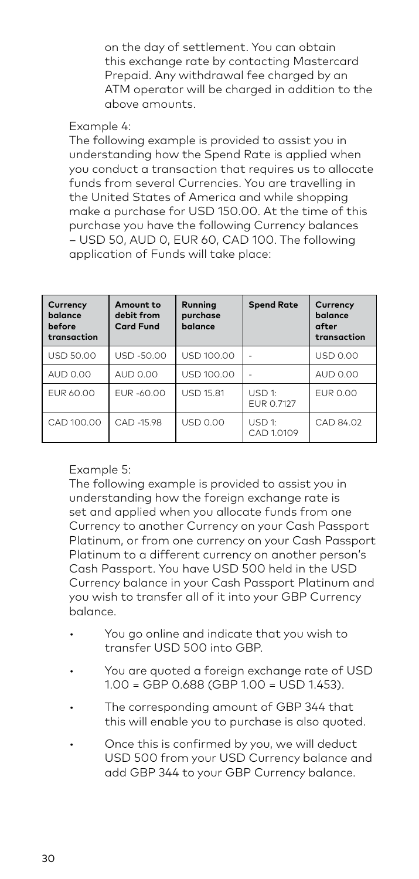on the day of settlement. You can obtain this exchange rate by contacting Mastercard Prepaid. Any withdrawal fee charged by an ATM operator will be charged in addition to the above amounts.

Example 4:

The following example is provided to assist you in understanding how the Spend Rate is applied when you conduct a transaction that requires us to allocate funds from several Currencies. You are travelling in the United States of America and while shopping make a purchase for USD 150.00. At the time of this purchase you have the following Currency balances – USD 50, AUD 0, EUR 60, CAD 100. The following application of Funds will take place:

| Currency balance before transaction | Amount to debit from Card Fund | Running purchase balance | Spend Rate | Currency balance after transaction |
|---|---|---|---|---|
| USD 50.00 | USD -50.00 | USD 100.00 | - | USD 0.00 |
| AUD 0.00 | AUD 0.00 | USD 100.00 | - | AUD 0.00 |
| EUR 60.00 | EUR -60.00 | USD 15.81 | USD 1: EUR 0.7127 | EUR 0.00 |
| CAD 100.00 | CAD -15.98 | USD 0.00 | USD 1: CAD 1.0109 | CAD 84.02 |

Example 5:

The following example is provided to assist you in understanding how the foreign exchange rate is set and applied when you allocate funds from one Currency to another Currency on your Cash Passport Platinum, or from one currency on your Cash Passport Platinum to a different currency on another person's Cash Passport. You have USD 500 held in the USD Currency balance in your Cash Passport Platinum and you wish to transfer all of it into your GBP Currency balance.

- You go online and indicate that you wish to transfer USD 500 into GBP.
- You are quoted a foreign exchange rate of USD 1.00 = GBP 0.688 (GBP 1.00 = USD 1.453).
- The corresponding amount of GBP 344 that this will enable you to purchase is also quoted.
- Once this is confirmed by you, we will deduct USD 500 from your USD Currency balance and add GBP 344 to your GBP Currency balance.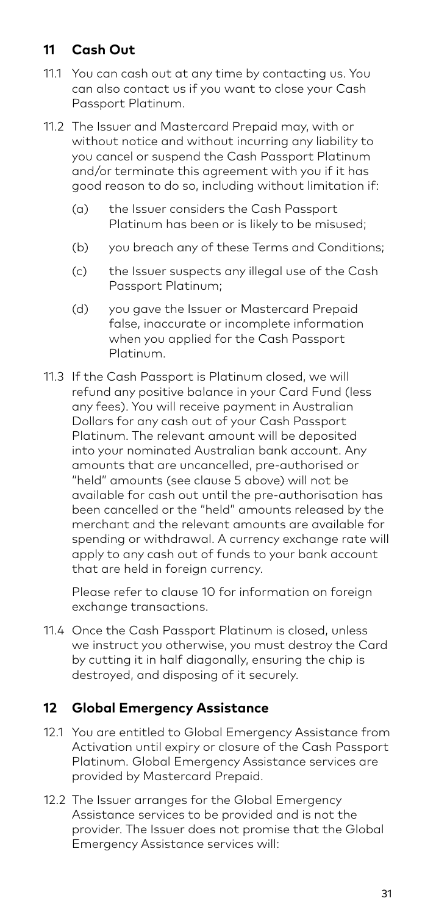## 11 Cash Out

11.1 You can cash out at any time by contacting us. You can also contact us if you want to close your Cash Passport Platinum.

11.2 The Issuer and Mastercard Prepaid may, with or without notice and without incurring any liability to you cancel or suspend the Cash Passport Platinum and/or terminate this agreement with you if it has good reason to do so, including without limitation if:

- (a) the Issuer considers the Cash Passport Platinum has been or is likely to be misused;
- (b) you breach any of these Terms and Conditions;
- (c) the Issuer suspects any illegal use of the Cash Passport Platinum;
- (d) you gave the Issuer or Mastercard Prepaid false, inaccurate or incomplete information when you applied for the Cash Passport Platinum.

11.3 If the Cash Passport is Platinum closed, we will refund any positive balance in your Card Fund (less any fees). You will receive payment in Australian Dollars for any cash out of your Cash Passport Platinum. The relevant amount will be deposited into your nominated Australian bank account. Any amounts that are uncancelled, pre-authorised or "held" amounts (see clause 5 above) will not be available for cash out until the pre-authorisation has been cancelled or the "held" amounts released by the merchant and the relevant amounts are available for spending or withdrawal. A currency exchange rate will apply to any cash out of funds to your bank account that are held in foreign currency.

Please refer to clause 10 for information on foreign exchange transactions.

11.4 Once the Cash Passport Platinum is closed, unless we instruct you otherwise, you must destroy the Card by cutting it in half diagonally, ensuring the chip is destroyed, and disposing of it securely.

## 12 Global Emergency Assistance

12.1 You are entitled to Global Emergency Assistance from Activation until expiry or closure of the Cash Passport Platinum. Global Emergency Assistance services are provided by Mastercard Prepaid.

12.2 The Issuer arranges for the Global Emergency Assistance services to be provided and is not the provider. The Issuer does not promise that the Global Emergency Assistance services will: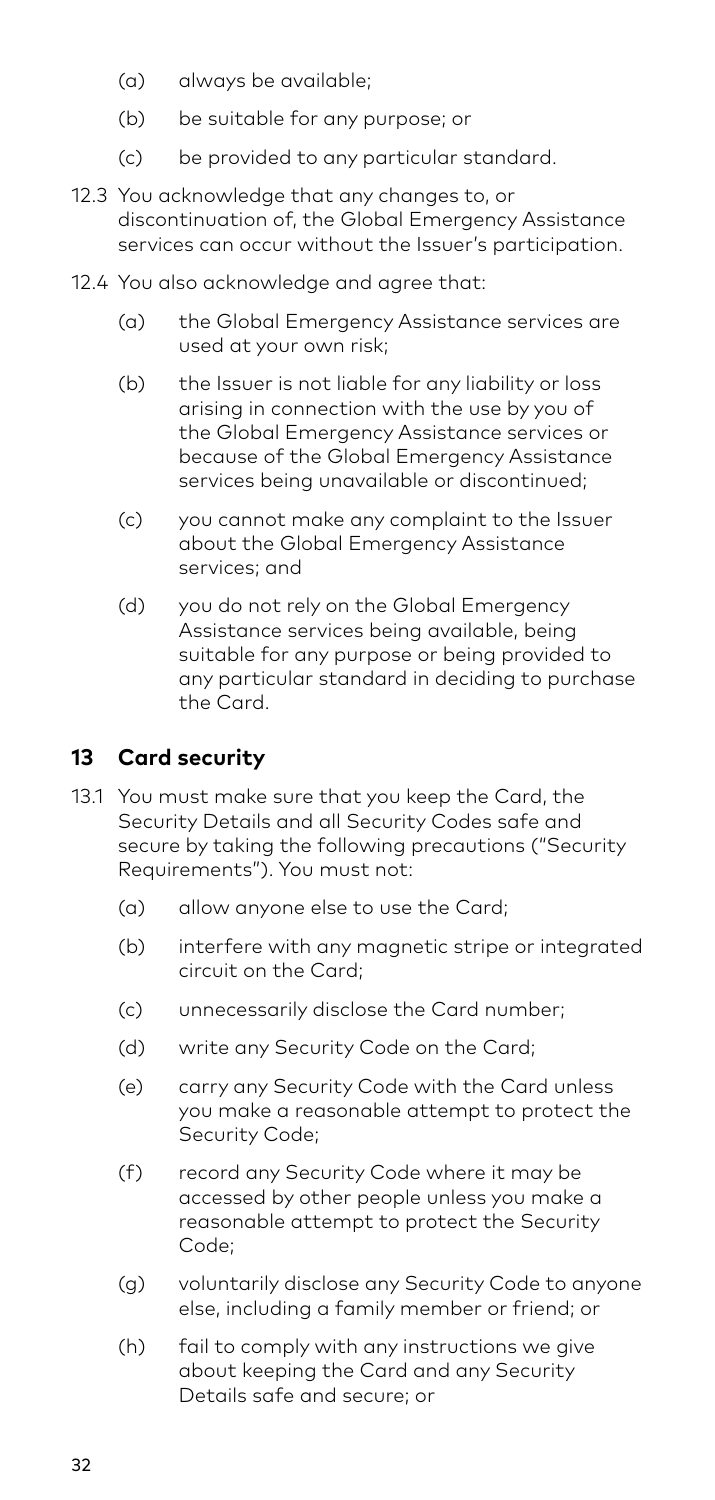(a) always be available;

(b) be suitable for any purpose; or

(c) be provided to any particular standard.

12.3 You acknowledge that any changes to, or discontinuation of, the Global Emergency Assistance services can occur without the Issuer's participation.

12.4 You also acknowledge and agree that:

(a) the Global Emergency Assistance services are used at your own risk;

(b) the Issuer is not liable for any liability or loss arising in connection with the use by you of the Global Emergency Assistance services or because of the Global Emergency Assistance services being unavailable or discontinued;

(c) you cannot make any complaint to the Issuer about the Global Emergency Assistance services; and

(d) you do not rely on the Global Emergency Assistance services being available, being suitable for any purpose or being provided to any particular standard in deciding to purchase the Card.

## 13 Card security

13.1 You must make sure that you keep the Card, the Security Details and all Security Codes safe and secure by taking the following precautions ("Security Requirements"). You must not:

(a) allow anyone else to use the Card;

(b) interfere with any magnetic stripe or integrated circuit on the Card;

(c) unnecessarily disclose the Card number;

(d) write any Security Code on the Card;

(e) carry any Security Code with the Card unless you make a reasonable attempt to protect the Security Code;

(f) record any Security Code where it may be accessed by other people unless you make a reasonable attempt to protect the Security Code;

(g) voluntarily disclose any Security Code to anyone else, including a family member or friend; or

(h) fail to comply with any instructions we give about keeping the Card and any Security Details safe and secure; or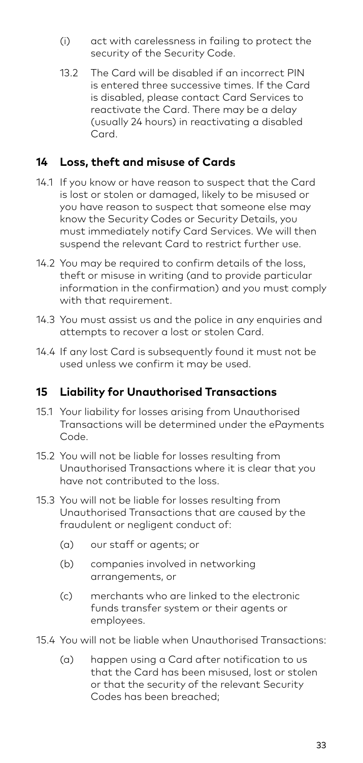(i) act with carelessness in failing to protect the security of the Security Code.

13.2 The Card will be disabled if an incorrect PIN is entered three successive times. If the Card is disabled, please contact Card Services to reactivate the Card. There may be a delay (usually 24 hours) in reactivating a disabled Card.

## 14 Loss, theft and misuse of Cards

14.1 If you know or have reason to suspect that the Card is lost or stolen or damaged, likely to be misused or you have reason to suspect that someone else may know the Security Codes or Security Details, you must immediately notify Card Services. We will then suspend the relevant Card to restrict further use.

14.2 You may be required to confirm details of the loss, theft or misuse in writing (and to provide particular information in the confirmation) and you must comply with that requirement.

14.3 You must assist us and the police in any enquiries and attempts to recover a lost or stolen Card.

14.4 If any lost Card is subsequently found it must not be used unless we confirm it may be used.

## 15 Liability for Unauthorised Transactions

15.1 Your liability for losses arising from Unauthorised Transactions will be determined under the ePayments Code.

15.2 You will not be liable for losses resulting from Unauthorised Transactions where it is clear that you have not contributed to the loss.

15.3 You will not be liable for losses resulting from Unauthorised Transactions that are caused by the fraudulent or negligent conduct of:

(a) our staff or agents; or

(b) companies involved in networking arrangements, or

(c) merchants who are linked to the electronic funds transfer system or their agents or employees.

15.4 You will not be liable when Unauthorised Transactions:

(a) happen using a Card after notification to us that the Card has been misused, lost or stolen or that the security of the relevant Security Codes has been breached;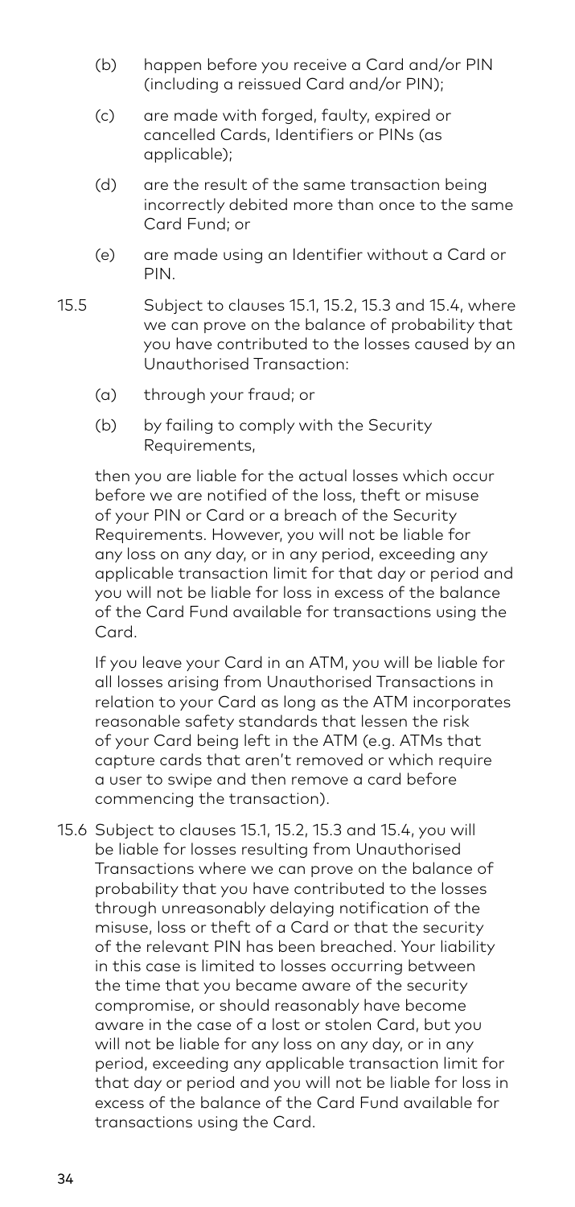(b) happen before you receive a Card and/or PIN (including a reissued Card and/or PIN);

(c) are made with forged, faulty, expired or cancelled Cards, Identifiers or PINs (as applicable);

(d) are the result of the same transaction being incorrectly debited more than once to the same Card Fund; or

(e) are made using an Identifier without a Card or PIN.

15.5 Subject to clauses 15.1, 15.2, 15.3 and 15.4, where we can prove on the balance of probability that you have contributed to the losses caused by an Unauthorised Transaction:

(a) through your fraud; or

(b) by failing to comply with the Security Requirements,

then you are liable for the actual losses which occur before we are notified of the loss, theft or misuse of your PIN or Card or a breach of the Security Requirements. However, you will not be liable for any loss on any day, or in any period, exceeding any applicable transaction limit for that day or period and you will not be liable for loss in excess of the balance of the Card Fund available for transactions using the Card.

If you leave your Card in an ATM, you will be liable for all losses arising from Unauthorised Transactions in relation to your Card as long as the ATM incorporates reasonable safety standards that lessen the risk of your Card being left in the ATM (e.g. ATMs that capture cards that aren't removed or which require a user to swipe and then remove a card before commencing the transaction).

15.6 Subject to clauses 15.1, 15.2, 15.3 and 15.4, you will be liable for losses resulting from Unauthorised Transactions where we can prove on the balance of probability that you have contributed to the losses through unreasonably delaying notification of the misuse, loss or theft of a Card or that the security of the relevant PIN has been breached. Your liability in this case is limited to losses occurring between the time that you became aware of the security compromise, or should reasonably have become aware in the case of a lost or stolen Card, but you will not be liable for any loss on any day, or in any period, exceeding any applicable transaction limit for that day or period and you will not be liable for loss in excess of the balance of the Card Fund available for transactions using the Card.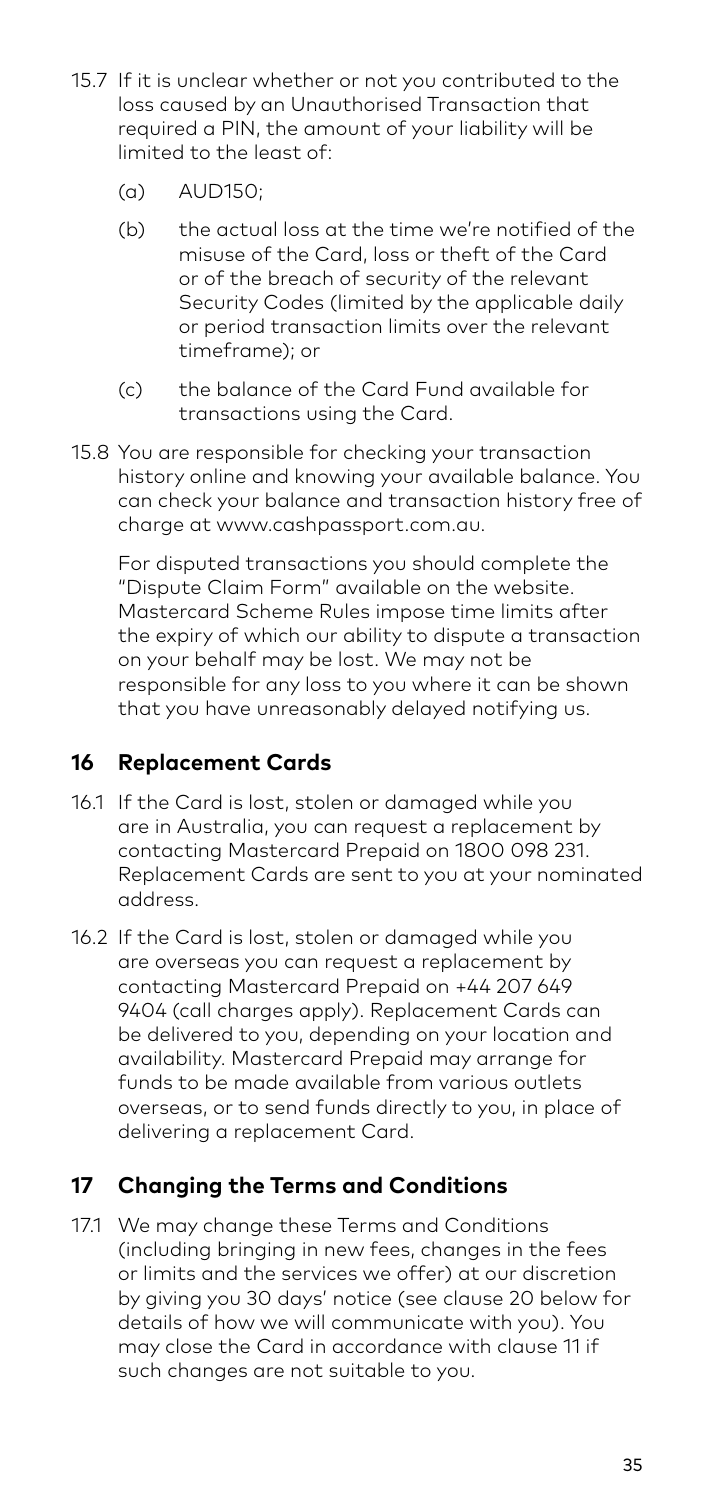15.7 If it is unclear whether or not you contributed to the loss caused by an Unauthorised Transaction that required a PIN, the amount of your liability will be limited to the least of:

(a) AUD150;

(b) the actual loss at the time we're notified of the misuse of the Card, loss or theft of the Card or of the breach of security of the relevant Security Codes (limited by the applicable daily or period transaction limits over the relevant timeframe); or

(c) the balance of the Card Fund available for transactions using the Card.

15.8 You are responsible for checking your transaction history online and knowing your available balance. You can check your balance and transaction history free of charge at www.cashpassport.com.au.

For disputed transactions you should complete the "Dispute Claim Form" available on the website. Mastercard Scheme Rules impose time limits after the expiry of which our ability to dispute a transaction on your behalf may be lost. We may not be responsible for any loss to you where it can be shown that you have unreasonably delayed notifying us.

## 16 Replacement Cards

16.1 If the Card is lost, stolen or damaged while you are in Australia, you can request a replacement by contacting Mastercard Prepaid on 1800 098 231. Replacement Cards are sent to you at your nominated address.

16.2 If the Card is lost, stolen or damaged while you are overseas you can request a replacement by contacting Mastercard Prepaid on +44 207 649 9404 (call charges apply). Replacement Cards can be delivered to you, depending on your location and availability. Mastercard Prepaid may arrange for funds to be made available from various outlets overseas, or to send funds directly to you, in place of delivering a replacement Card.

## 17 Changing the Terms and Conditions

17.1 We may change these Terms and Conditions (including bringing in new fees, changes in the fees or limits and the services we offer) at our discretion by giving you 30 days' notice (see clause 20 below for details of how we will communicate with you). You may close the Card in accordance with clause 11 if such changes are not suitable to you.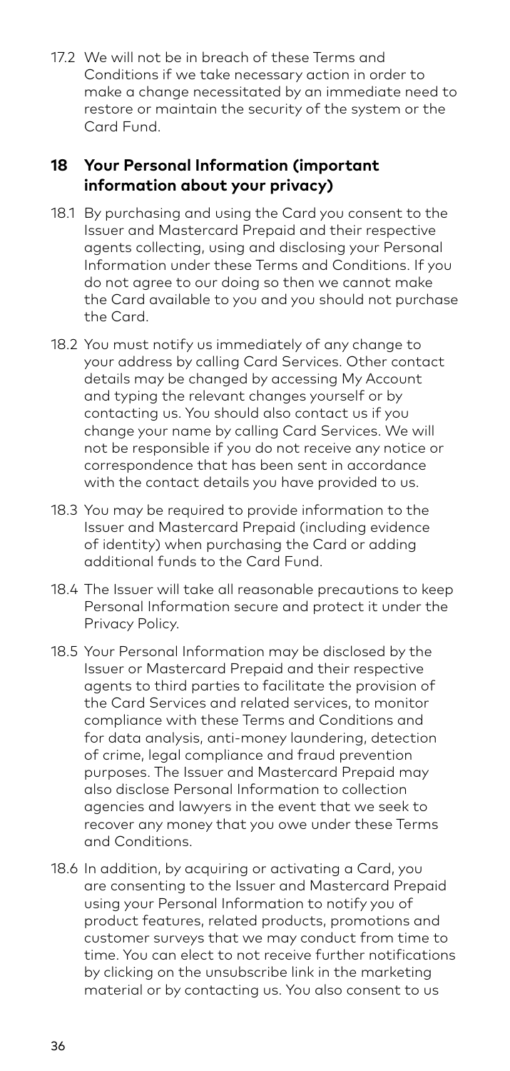17.2 We will not be in breach of these Terms and Conditions if we take necessary action in order to make a change necessitated by an immediate need to restore or maintain the security of the system or the Card Fund.

## 18 Your Personal Information (important information about your privacy)

18.1 By purchasing and using the Card you consent to the Issuer and Mastercard Prepaid and their respective agents collecting, using and disclosing your Personal Information under these Terms and Conditions. If you do not agree to our doing so then we cannot make the Card available to you and you should not purchase the Card.

18.2 You must notify us immediately of any change to your address by calling Card Services. Other contact details may be changed by accessing My Account and typing the relevant changes yourself or by contacting us. You should also contact us if you change your name by calling Card Services. We will not be responsible if you do not receive any notice or correspondence that has been sent in accordance with the contact details you have provided to us.

18.3 You may be required to provide information to the Issuer and Mastercard Prepaid (including evidence of identity) when purchasing the Card or adding additional funds to the Card Fund.

18.4 The Issuer will take all reasonable precautions to keep Personal Information secure and protect it under the Privacy Policy.

18.5 Your Personal Information may be disclosed by the Issuer or Mastercard Prepaid and their respective agents to third parties to facilitate the provision of the Card Services and related services, to monitor compliance with these Terms and Conditions and for data analysis, anti-money laundering, detection of crime, legal compliance and fraud prevention purposes. The Issuer and Mastercard Prepaid may also disclose Personal Information to collection agencies and lawyers in the event that we seek to recover any money that you owe under these Terms and Conditions.

18.6 In addition, by acquiring or activating a Card, you are consenting to the Issuer and Mastercard Prepaid using your Personal Information to notify you of product features, related products, promotions and customer surveys that we may conduct from time to time. You can elect to not receive further notifications by clicking on the unsubscribe link in the marketing material or by contacting us. You also consent to us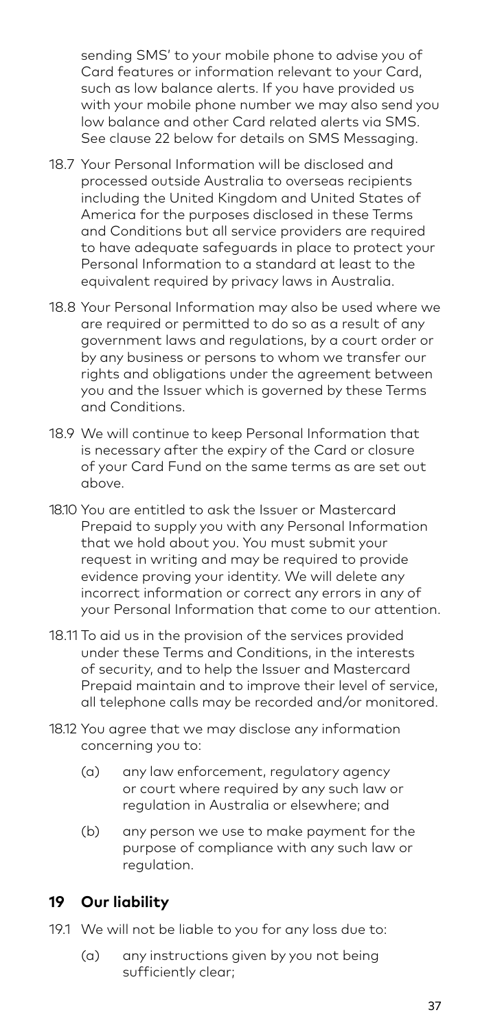sending SMS' to your mobile phone to advise you of Card features or information relevant to your Card, such as low balance alerts. If you have provided us with your mobile phone number we may also send you low balance and other Card related alerts via SMS. See clause 22 below for details on SMS Messaging.

18.7 Your Personal Information will be disclosed and processed outside Australia to overseas recipients including the United Kingdom and United States of America for the purposes disclosed in these Terms and Conditions but all service providers are required to have adequate safeguards in place to protect your Personal Information to a standard at least to the equivalent required by privacy laws in Australia.

18.8 Your Personal Information may also be used where we are required or permitted to do so as a result of any government laws and regulations, by a court order or by any business or persons to whom we transfer our rights and obligations under the agreement between you and the Issuer which is governed by these Terms and Conditions.

18.9 We will continue to keep Personal Information that is necessary after the expiry of the Card or closure of your Card Fund on the same terms as are set out above.

18.10 You are entitled to ask the Issuer or Mastercard Prepaid to supply you with any Personal Information that we hold about you. You must submit your request in writing and may be required to provide evidence proving your identity. We will delete any incorrect information or correct any errors in any of your Personal Information that come to our attention.

18.11 To aid us in the provision of the services provided under these Terms and Conditions, in the interests of security, and to help the Issuer and Mastercard Prepaid maintain and to improve their level of service, all telephone calls may be recorded and/or monitored.

18.12 You agree that we may disclose any information concerning you to:

(a) any law enforcement, regulatory agency or court where required by any such law or regulation in Australia or elsewhere; and

(b) any person we use to make payment for the purpose of compliance with any such law or regulation.

## 19 Our liability

19.1 We will not be liable to you for any loss due to:

(a) any instructions given by you not being sufficiently clear;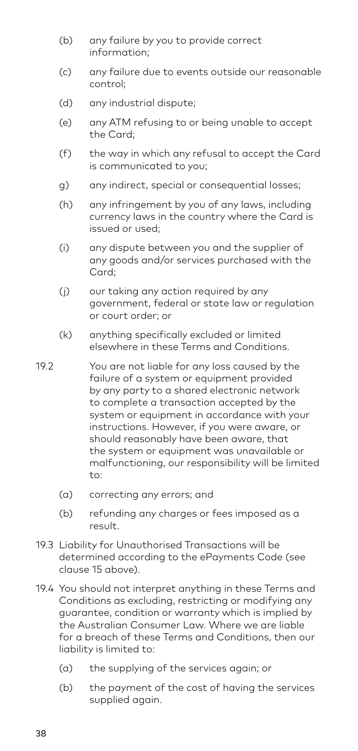(b) any failure by you to provide correct information;

(c) any failure due to events outside our reasonable control;

(d) any industrial dispute;

(e) any ATM refusing to or being unable to accept the Card;

(f) the way in which any refusal to accept the Card is communicated to you;

g) any indirect, special or consequential losses;

(h) any infringement by you of any laws, including currency laws in the country where the Card is issued or used;

(i) any dispute between you and the supplier of any goods and/or services purchased with the Card;

(j) our taking any action required by any government, federal or state law or regulation or court order; or

(k) anything specifically excluded or limited elsewhere in these Terms and Conditions.

19.2 You are not liable for any loss caused by the failure of a system or equipment provided by any party to a shared electronic network to complete a transaction accepted by the system or equipment in accordance with your instructions. However, if you were aware, or should reasonably have been aware, that the system or equipment was unavailable or malfunctioning, our responsibility will be limited to:

(a) correcting any errors; and

(b) refunding any charges or fees imposed as a result.

19.3 Liability for Unauthorised Transactions will be determined according to the ePayments Code (see clause 15 above).

19.4 You should not interpret anything in these Terms and Conditions as excluding, restricting or modifying any guarantee, condition or warranty which is implied by the Australian Consumer Law. Where we are liable for a breach of these Terms and Conditions, then our liability is limited to:

(a) the supplying of the services again; or

(b) the payment of the cost of having the services supplied again.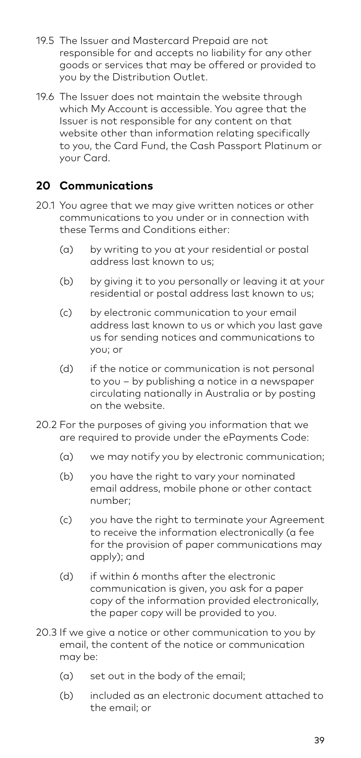19.5 The Issuer and Mastercard Prepaid are not responsible for and accepts no liability for any other goods or services that may be offered or provided to you by the Distribution Outlet.

19.6 The Issuer does not maintain the website through which My Account is accessible. You agree that the Issuer is not responsible for any content on that website other than information relating specifically to you, the Card Fund, the Cash Passport Platinum or your Card.

## 20 Communications

20.1 You agree that we may give written notices or other communications to you under or in connection with these Terms and Conditions either:

(a) by writing to you at your residential or postal address last known to us;

(b) by giving it to you personally or leaving it at your residential or postal address last known to us;

(c) by electronic communication to your email address last known to us or which you last gave us for sending notices and communications to you; or

(d) if the notice or communication is not personal to you – by publishing a notice in a newspaper circulating nationally in Australia or by posting on the website.

20.2 For the purposes of giving you information that we are required to provide under the ePayments Code:

(a) we may notify you by electronic communication;

(b) you have the right to vary your nominated email address, mobile phone or other contact number;

(c) you have the right to terminate your Agreement to receive the information electronically (a fee for the provision of paper communications may apply); and

(d) if within 6 months after the electronic communication is given, you ask for a paper copy of the information provided electronically, the paper copy will be provided to you.

20.3 If we give a notice or other communication to you by email, the content of the notice or communication may be:

(a) set out in the body of the email;

(b) included as an electronic document attached to the email; or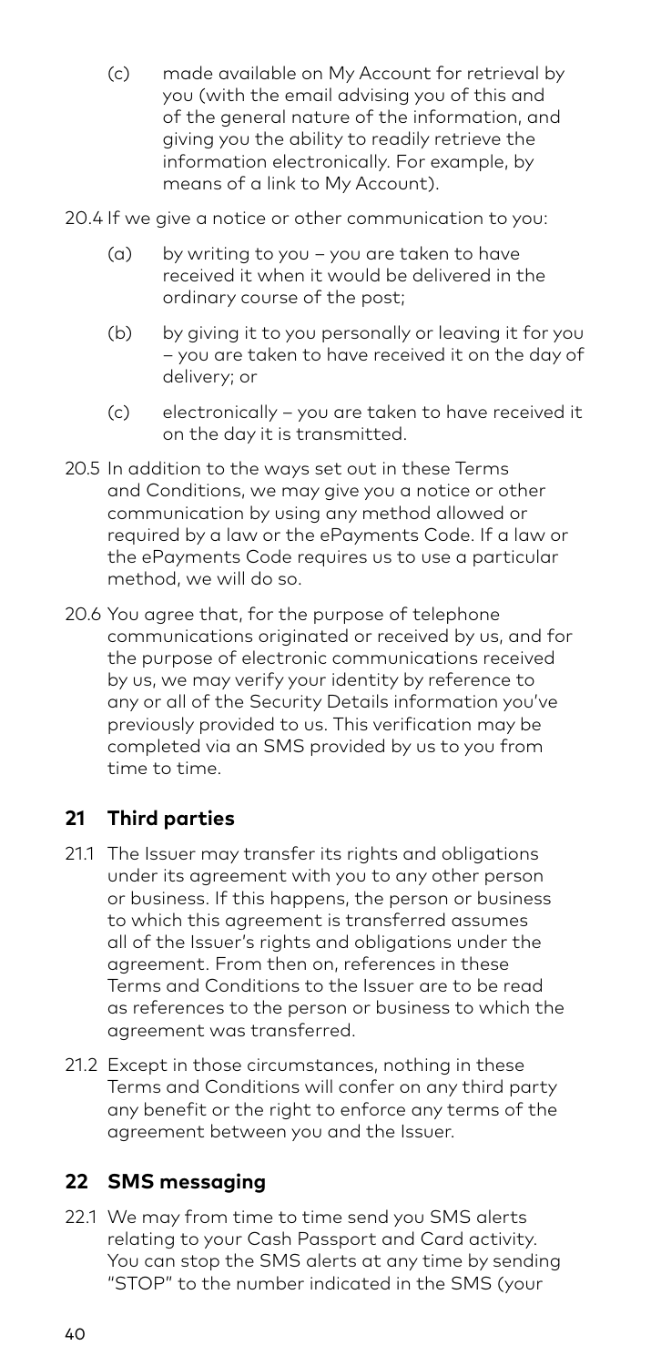(c) made available on My Account for retrieval by you (with the email advising you of this and of the general nature of the information, and giving you the ability to readily retrieve the information electronically. For example, by means of a link to My Account).

20.4 If we give a notice or other communication to you:

(a) by writing to you – you are taken to have received it when it would be delivered in the ordinary course of the post;

(b) by giving it to you personally or leaving it for you – you are taken to have received it on the day of delivery; or

(c) electronically – you are taken to have received it on the day it is transmitted.

20.5 In addition to the ways set out in these Terms and Conditions, we may give you a notice or other communication by using any method allowed or required by a law or the ePayments Code. If a law or the ePayments Code requires us to use a particular method, we will do so.

20.6 You agree that, for the purpose of telephone communications originated or received by us, and for the purpose of electronic communications received by us, we may verify your identity by reference to any or all of the Security Details information you've previously provided to us. This verification may be completed via an SMS provided by us to you from time to time.

## 21 Third parties

21.1 The Issuer may transfer its rights and obligations under its agreement with you to any other person or business. If this happens, the person or business to which this agreement is transferred assumes all of the Issuer's rights and obligations under the agreement. From then on, references in these Terms and Conditions to the Issuer are to be read as references to the person or business to which the agreement was transferred.

21.2 Except in those circumstances, nothing in these Terms and Conditions will confer on any third party any benefit or the right to enforce any terms of the agreement between you and the Issuer.

## 22 SMS messaging

22.1 We may from time to time send you SMS alerts relating to your Cash Passport and Card activity. You can stop the SMS alerts at any time by sending "STOP" to the number indicated in the SMS (your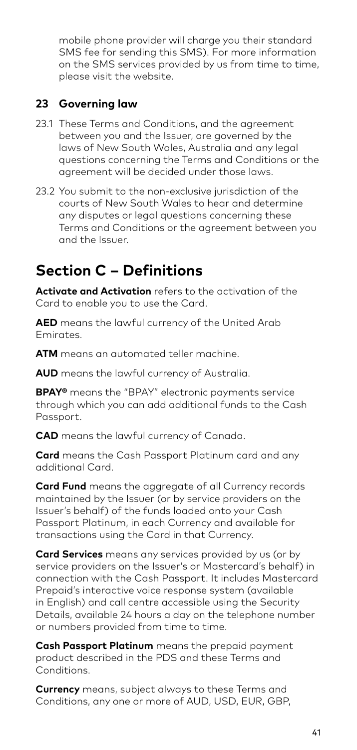mobile phone provider will charge you their standard SMS fee for sending this SMS). For more information on the SMS services provided by us from time to time, please visit the website.

### 23 Governing law

23.1 These Terms and Conditions, and the agreement between you and the Issuer, are governed by the laws of New South Wales, Australia and any legal questions concerning the Terms and Conditions or the agreement will be decided under those laws.

23.2 You submit to the non-exclusive jurisdiction of the courts of New South Wales to hear and determine any disputes or legal questions concerning these Terms and Conditions or the agreement between you and the Issuer.

## Section C – Definitions

**Activate and Activation** refers to the activation of the Card to enable you to use the Card.

**AED** means the lawful currency of the United Arab Emirates.

**ATM** means an automated teller machine.

**AUD** means the lawful currency of Australia.

**BPAY®** means the "BPAY" electronic payments service through which you can add additional funds to the Cash Passport.

**CAD** means the lawful currency of Canada.

**Card** means the Cash Passport Platinum card and any additional Card.

**Card Fund** means the aggregate of all Currency records maintained by the Issuer (or by service providers on the Issuer's behalf) of the funds loaded onto your Cash Passport Platinum, in each Currency and available for transactions using the Card in that Currency.

**Card Services** means any services provided by us (or by service providers on the Issuer's or Mastercard's behalf) in connection with the Cash Passport. It includes Mastercard Prepaid's interactive voice response system (available in English) and call centre accessible using the Security Details, available 24 hours a day on the telephone number or numbers provided from time to time.

**Cash Passport Platinum** means the prepaid payment product described in the PDS and these Terms and Conditions.

**Currency** means, subject always to these Terms and Conditions, any one or more of AUD, USD, EUR, GBP,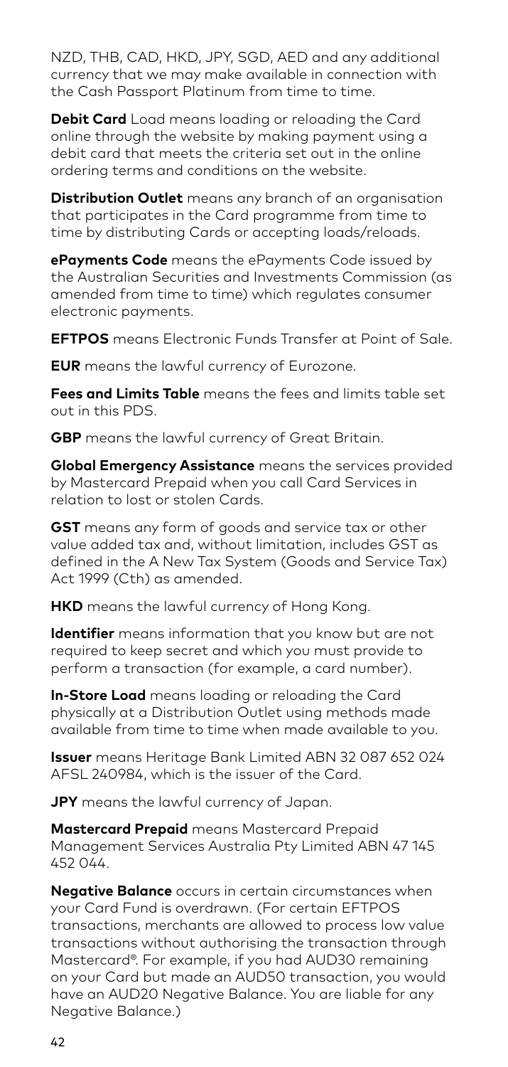NZD, THB, CAD, HKD, JPY, SGD, AED and any additional currency that we may make available in connection with the Cash Passport Platinum from time to time.

**Debit Card** Load means loading or reloading the Card online through the website by making payment using a debit card that meets the criteria set out in the online ordering terms and conditions on the website.

**Distribution Outlet** means any branch of an organisation that participates in the Card programme from time to time by distributing Cards or accepting loads/reloads.

**ePayments Code** means the ePayments Code issued by the Australian Securities and Investments Commission (as amended from time to time) which regulates consumer electronic payments.

**EFTPOS** means Electronic Funds Transfer at Point of Sale.

**EUR** means the lawful currency of Eurozone.

**Fees and Limits Table** means the fees and limits table set out in this PDS.

**GBP** means the lawful currency of Great Britain.

**Global Emergency Assistance** means the services provided by Mastercard Prepaid when you call Card Services in relation to lost or stolen Cards.

**GST** means any form of goods and service tax or other value added tax and, without limitation, includes GST as defined in the A New Tax System (Goods and Service Tax) Act 1999 (Cth) as amended.

**HKD** means the lawful currency of Hong Kong.

**Identifier** means information that you know but are not required to keep secret and which you must provide to perform a transaction (for example, a card number).

**In-Store Load** means loading or reloading the Card physically at a Distribution Outlet using methods made available from time to time when made available to you.

**Issuer** means Heritage Bank Limited ABN 32 087 652 024 AFSL 240984, which is the issuer of the Card.

**JPY** means the lawful currency of Japan.

**Mastercard Prepaid** means Mastercard Prepaid Management Services Australia Pty Limited ABN 47 145 452 044.

**Negative Balance** occurs in certain circumstances when your Card Fund is overdrawn. (For certain EFTPOS transactions, merchants are allowed to process low value transactions without authorising the transaction through Mastercard®. For example, if you had AUD30 remaining on your Card but made an AUD50 transaction, you would have an AUD20 Negative Balance. You are liable for any Negative Balance.)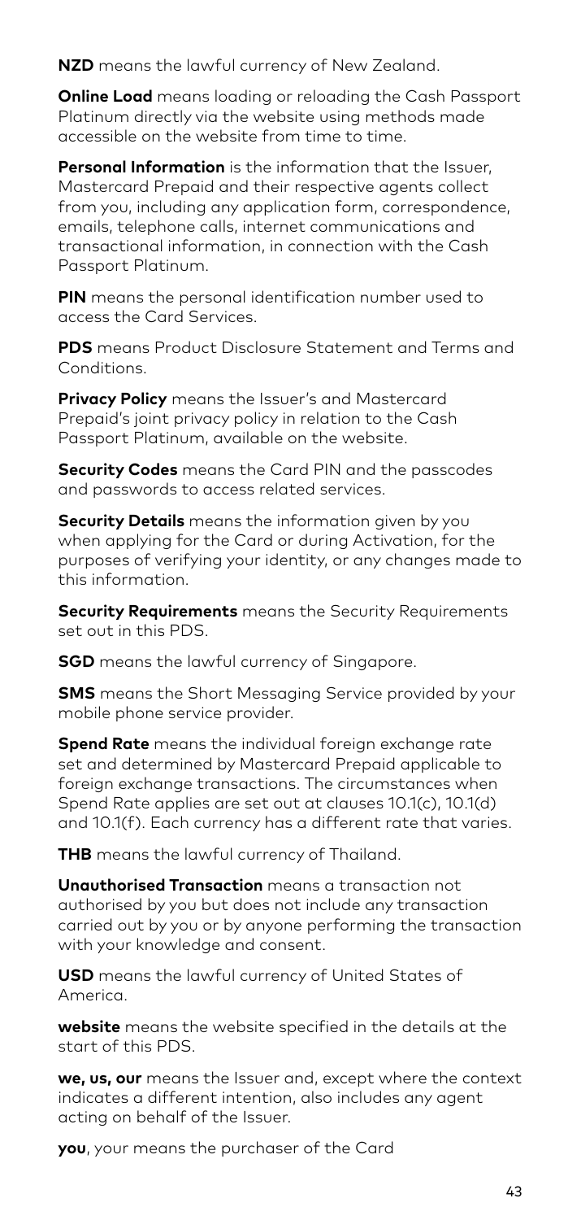**NZD** means the lawful currency of New Zealand.

**Online Load** means loading or reloading the Cash Passport Platinum directly via the website using methods made accessible on the website from time to time.

**Personal Information** is the information that the Issuer, Mastercard Prepaid and their respective agents collect from you, including any application form, correspondence, emails, telephone calls, internet communications and transactional information, in connection with the Cash Passport Platinum.

**PIN** means the personal identification number used to access the Card Services.

**PDS** means Product Disclosure Statement and Terms and Conditions.

**Privacy Policy** means the Issuer's and Mastercard Prepaid's joint privacy policy in relation to the Cash Passport Platinum, available on the website.

**Security Codes** means the Card PIN and the passcodes and passwords to access related services.

**Security Details** means the information given by you when applying for the Card or during Activation, for the purposes of verifying your identity, or any changes made to this information.

**Security Requirements** means the Security Requirements set out in this PDS.

**SGD** means the lawful currency of Singapore.

**SMS** means the Short Messaging Service provided by your mobile phone service provider.

**Spend Rate** means the individual foreign exchange rate set and determined by Mastercard Prepaid applicable to foreign exchange transactions. The circumstances when Spend Rate applies are set out at clauses 10.1(c), 10.1(d) and 10.1(f). Each currency has a different rate that varies.

**THB** means the lawful currency of Thailand.

**Unauthorised Transaction** means a transaction not authorised by you but does not include any transaction carried out by you or by anyone performing the transaction with your knowledge and consent.

**USD** means the lawful currency of United States of America.

**website** means the website specified in the details at the start of this PDS.

**we, us, our** means the Issuer and, except where the context indicates a different intention, also includes any agent acting on behalf of the Issuer.

**you**, your means the purchaser of the Card